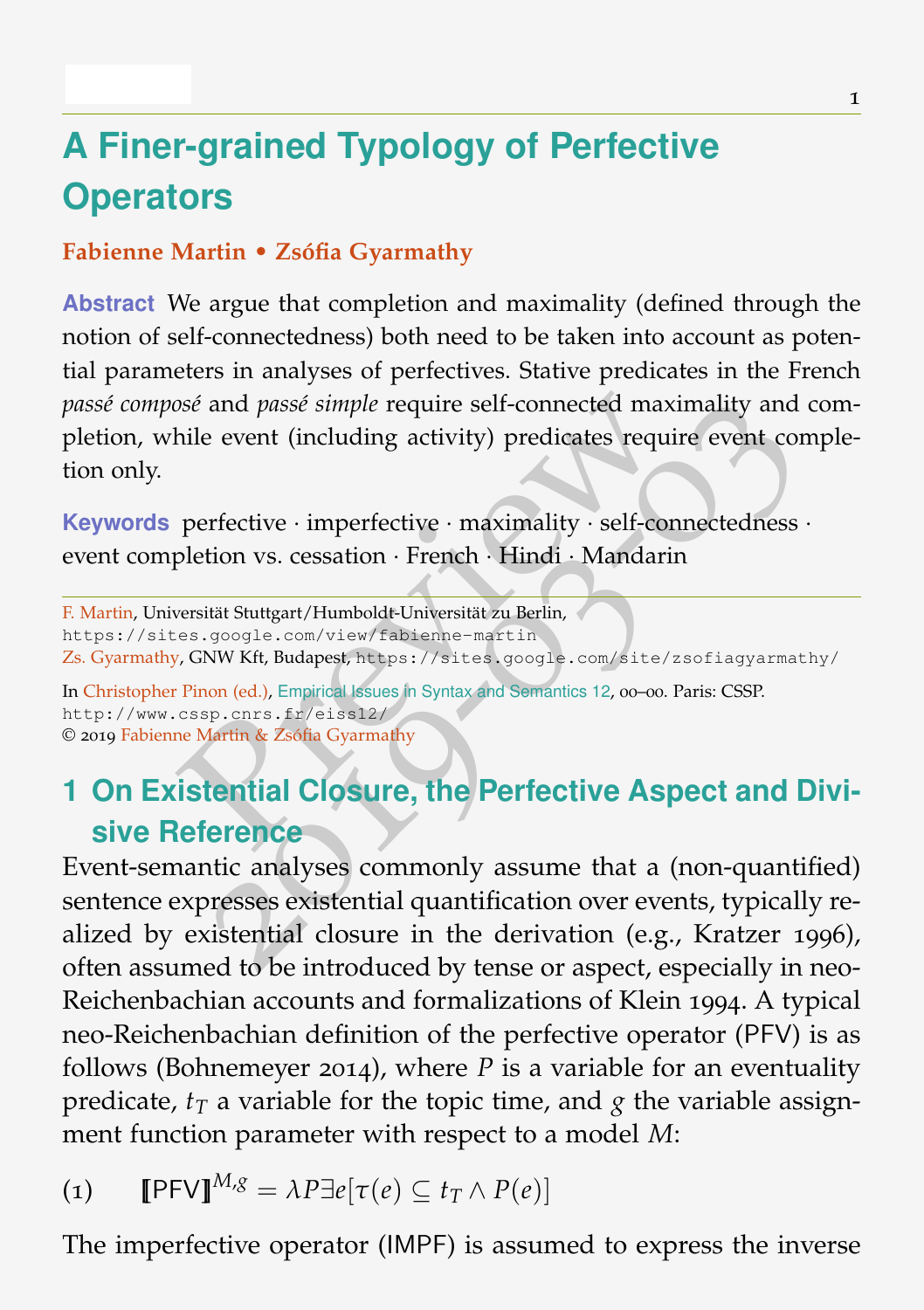# A Finer-grained Typology of Perfective Operators

**Fabienne Martin • Zsófia Gyarmathy**

**Abstract** We argue that completion and maximality (defined through the notion of self-connectedness) both need to be taken into account as potential parameters in analyses of perfectives. Stative predicates in the French *passé composé* and *passé simple* require self-connected maximality and completion, while event (including activity) predicates require event completion only.

**Keywords** perfective · imperfective · maximality · self-connectedness · event completion vs. cessation · French · Hindi · Mandarin

F. Martin, Universität Stuttgart/Humboldt-Universität zu Berlin, https://sites.google.com/view/fabienne-martin
Zs. Gyarmathy, GNW Kft, Budapest, https://sites.google.com/site/zsofiagyarmathy/

In Christopher Pinon (ed.), Empirical Issues in Syntax and Semantics 12, 00–00. Paris: CSSP. http://www.cssp.cnrs.fr/eiss12/
© 2019 Fabienne Martin & Zsófia Gyarmathy

## 1 On Existential Closure, the Perfective Aspect and Divisive Reference

Event-semantic analyses commonly assume that a (non-quantified) sentence expresses existential quantification over events, typically realized by existential closure in the derivation (e.g., Kratzer 1996), often assumed to be introduced by tense or aspect, especially in neo-Reichenbachian accounts and formalizations of Klein 1994. A typical neo-Reichenbachian definition of the perfective operator (PFV) is as follows (Bohnemeyer 2014), where $P$ is a variable for an eventuality predicate, $t_T$ a variable for the topic time, and $g$ the variable assignment function parameter with respect to a model $M$:

(1) $[\![\text{PFV}]\!]^{M,g} = \lambda P \exists e[\tau(e) \subseteq t_T \wedge P(e)]$

The imperfective operator (IMPF) is assumed to express the inverse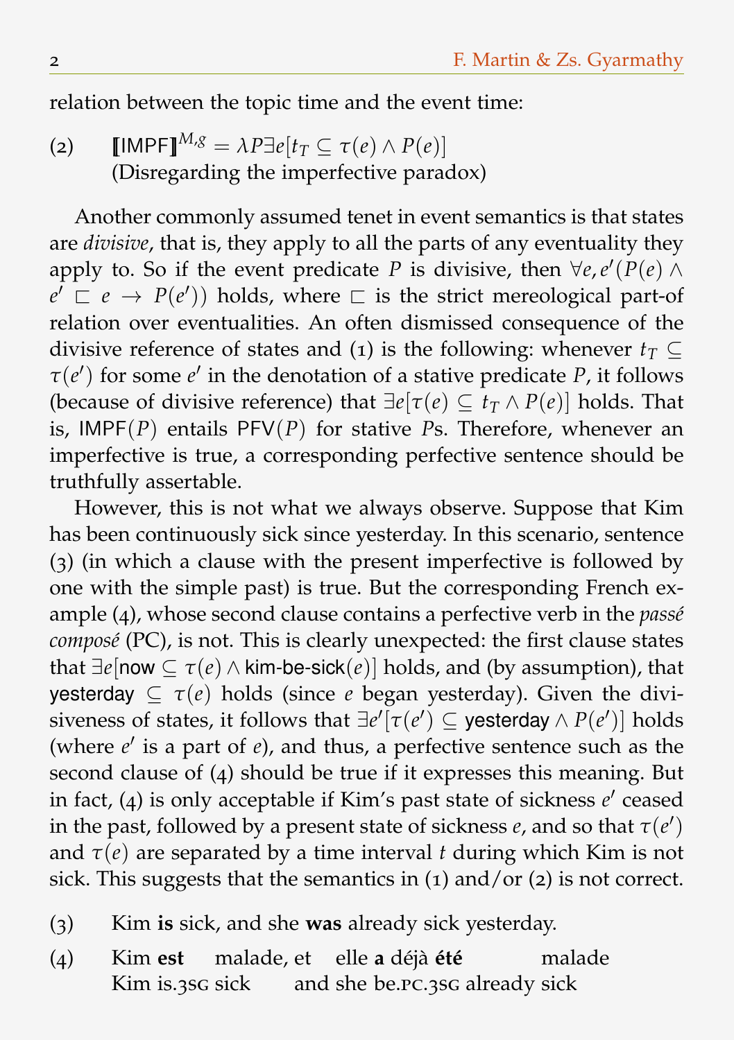relation between the topic time and the event time:

(2) $[\![\mathsf{IMPF}]\!]^{M,g} = \lambda P \exists e[t_T \subseteq \tau(e) \wedge P(e)]$
(Disregarding the imperfective paradox)

Another commonly assumed tenet in event semantics is that states are *divisive*, that is, they apply to all the parts of any eventuality they apply to. So if the event predicate $P$ is divisive, then $\forall e, e'(P(e) \wedge e' \sqsubset e \rightarrow P(e'))$ holds, where $\sqsubset$ is the strict mereological part-of relation over eventualities. An often dismissed consequence of the divisive reference of states and (1) is the following: whenever $t_T \subseteq \tau(e')$ for some $e'$ in the denotation of a stative predicate $P$, it follows (because of divisive reference) that $\exists e[\tau(e) \subseteq t_T \wedge P(e)]$ holds. That is, $\mathsf{IMPF}(P)$ entails $\mathsf{PFV}(P)$ for stative $P$s. Therefore, whenever an imperfective is true, a corresponding perfective sentence should be truthfully assertable.

However, this is not what we always observe. Suppose that Kim has been continuously sick since yesterday. In this scenario, sentence (3) (in which a clause with the present imperfective is followed by one with the simple past) is true. But the corresponding French example (4), whose second clause contains a perfective verb in the *passé composé* (PC), is not. This is clearly unexpected: the first clause states that $\exists e[\mathsf{now} \subseteq \tau(e) \wedge \mathsf{kim\text{-}be\text{-}sick}(e)]$ holds, and (by assumption), that $\mathsf{yesterday} \subseteq \tau(e)$ holds (since $e$ began yesterday). Given the divisiveness of states, it follows that $\exists e'[\tau(e') \subseteq \mathsf{yesterday} \wedge P(e')]$ holds (where $e'$ is a part of $e$), and thus, a perfective sentence such as the second clause of (4) should be true if it expresses this meaning. But in fact, (4) is only acceptable if Kim's past state of sickness $e'$ ceased in the past, followed by a present state of sickness $e$, and so that $\tau(e')$ and $\tau(e)$ are separated by a time interval $t$ during which Kim is not sick. This suggests that the semantics in (1) and/or (2) is not correct.

(3) Kim **is** sick, and she **was** already sick yesterday.

(4) Kim **est** malade, et elle **a** déjà **été** malade
Kim is.3SG sick and she be.PC.3SG already sick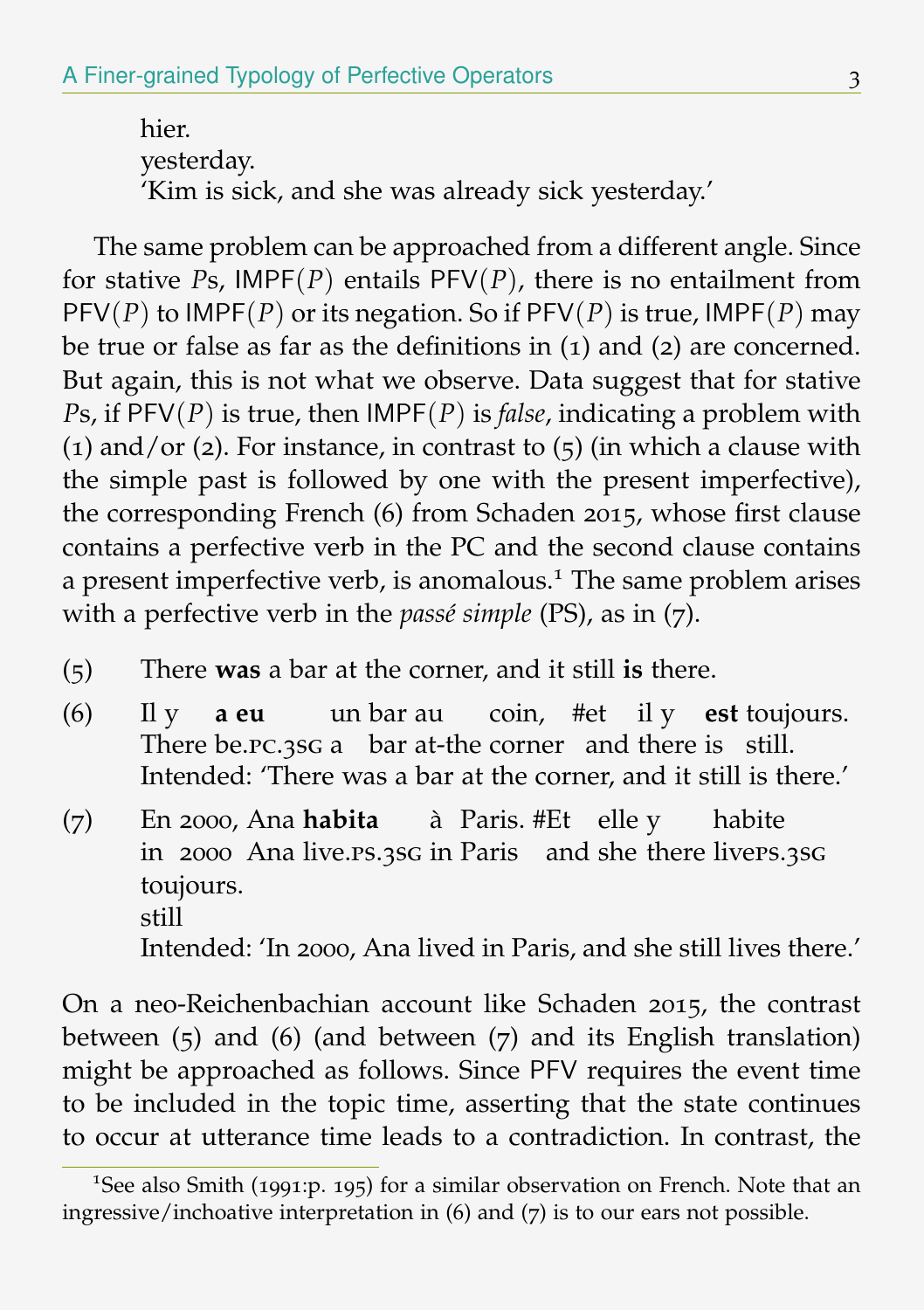hier.
yesterday.
'Kim is sick, and she was already sick yesterday.'

The same problem can be approached from a different angle. Since for stative $P$s, $\mathsf{IMPF}(P)$ entails $\mathsf{PFV}(P)$, there is no entailment from $\mathsf{PFV}(P)$ to $\mathsf{IMPF}(P)$ or its negation. So if $\mathsf{PFV}(P)$ is true, $\mathsf{IMPF}(P)$ may be true or false as far as the definitions in (1) and (2) are concerned. But again, this is not what we observe. Data suggest that for stative $P$s, if $\mathsf{PFV}(P)$ is true, then $\mathsf{IMPF}(P)$ is *false*, indicating a problem with (1) and/or (2). For instance, in contrast to (5) (in which a clause with the simple past is followed by one with the present imperfective), the corresponding French (6) from Schaden 2015, whose first clause contains a perfective verb in the PC and the second clause contains a present imperfective verb, is anomalous.[1] The same problem arises with a perfective verb in the *passé simple* (PS), as in (7).

(5) There **was** a bar at the corner, and it still **is** there.

(6) Il y **a eu** un bar au coin, #et il y **est** toujours.
There be.PC.3SG a bar at-the corner and there is still.
Intended: 'There was a bar at the corner, and it still is there.'

(7) En 2000, Ana **habita** à Paris. #Et elle y habite toujours.
in 2000 Ana live.PS.3SG in Paris and she there livePS.3SG still
Intended: 'In 2000, Ana lived in Paris, and she still lives there.'

On a neo-Reichenbachian account like Schaden 2015, the contrast between (5) and (6) (and between (7) and its English translation) might be approached as follows. Since PFV requires the event time to be included in the topic time, asserting that the state continues to occur at utterance time leads to a contradiction. In contrast, the

[1] See also Smith (1991:p. 195) for a similar observation on French. Note that an ingressive/inchoative interpretation in (6) and (7) is to our ears not possible.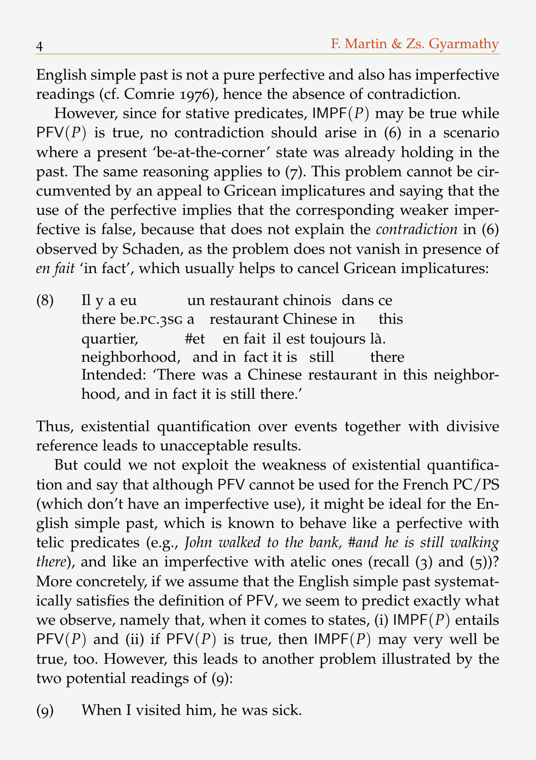English simple past is not a pure perfective and also has imperfective readings (cf. Comrie 1976), hence the absence of contradiction.

However, since for stative predicates, $\mathsf{IMPF}(P)$ may be true while $\mathsf{PFV}(P)$ is true, no contradiction should arise in (6) in a scenario where a present 'be-at-the-corner' state was already holding in the past. The same reasoning applies to (7). This problem cannot be circumvented by an appeal to Gricean implicatures and saying that the use of the perfective implies that the corresponding weaker imperfective is false, because that does not explain the *contradiction* in (6) observed by Schaden, as the problem does not vanish in presence of *en fait* 'in fact', which usually helps to cancel Gricean implicatures:

(8) Il y a eu un restaurant chinois dans ce quartier, #et en fait il est toujours là.
there be.PC.3SG a restaurant Chinese in this neighborhood, and in fact it is still there
Intended: 'There was a Chinese restaurant in this neighborhood, and in fact it is still there.'

Thus, existential quantification over events together with divisive reference leads to unacceptable results.

But could we not exploit the weakness of existential quantification and say that although PFV cannot be used for the French PC/PS (which don't have an imperfective use), it might be ideal for the English simple past, which is known to behave like a perfective with telic predicates (e.g., *John walked to the bank, #and he is still walking there*), and like an imperfective with atelic ones (recall (3) and (5))? More concretely, if we assume that the English simple past systematically satisfies the definition of PFV, we seem to predict exactly what we observe, namely that, when it comes to states, (i) $\mathsf{IMPF}(P)$ entails $\mathsf{PFV}(P)$ and (ii) if $\mathsf{PFV}(P)$ is true, then $\mathsf{IMPF}(P)$ may very well be true, too. However, this leads to another problem illustrated by the two potential readings of (9):

(9) When I visited him, he was sick.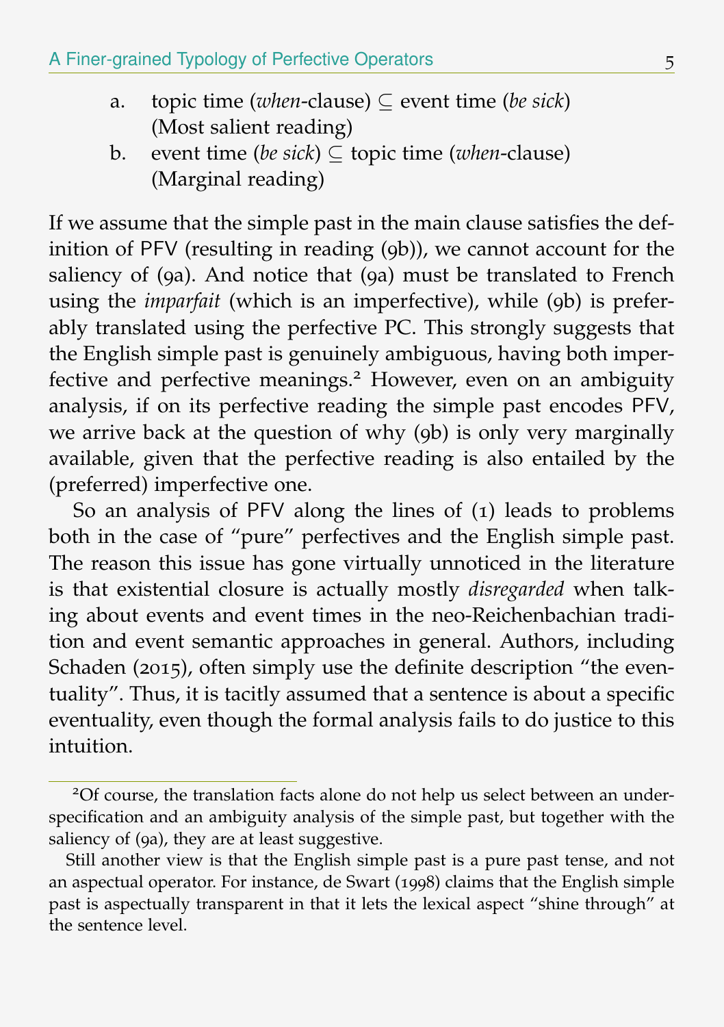a. topic time (*when*-clause) $\subseteq$ event time (*be sick*)
   (Most salient reading)

b. event time (*be sick*) $\subseteq$ topic time (*when*-clause)
   (Marginal reading)

If we assume that the simple past in the main clause satisfies the definition of PFV (resulting in reading (9b)), we cannot account for the saliency of (9a). And notice that (9a) must be translated to French using the *imparfait* (which is an imperfective), while (9b) is preferably translated using the perfective PC. This strongly suggests that the English simple past is genuinely ambiguous, having both imperfective and perfective meanings.[2] However, even on an ambiguity analysis, if on its perfective reading the simple past encodes PFV, we arrive back at the question of why (9b) is only very marginally available, given that the perfective reading is also entailed by the (preferred) imperfective one.

So an analysis of PFV along the lines of (1) leads to problems both in the case of "pure" perfectives and the English simple past. The reason this issue has gone virtually unnoticed in the literature is that existential closure is actually mostly *disregarded* when talking about events and event times in the neo-Reichenbachian tradition and event semantic approaches in general. Authors, including Schaden (2015), often simply use the definite description "the eventuality". Thus, it is tacitly assumed that a sentence is about a specific eventuality, even though the formal analysis fails to do justice to this intuition.

---

[2] Of course, the translation facts alone do not help us select between an underspecification and an ambiguity analysis of the simple past, but together with the saliency of (9a), they are at least suggestive.

Still another view is that the English simple past is a pure past tense, and not an aspectual operator. For instance, de Swart (1998) claims that the English simple past is aspectually transparent in that it lets the lexical aspect "shine through" at the sentence level.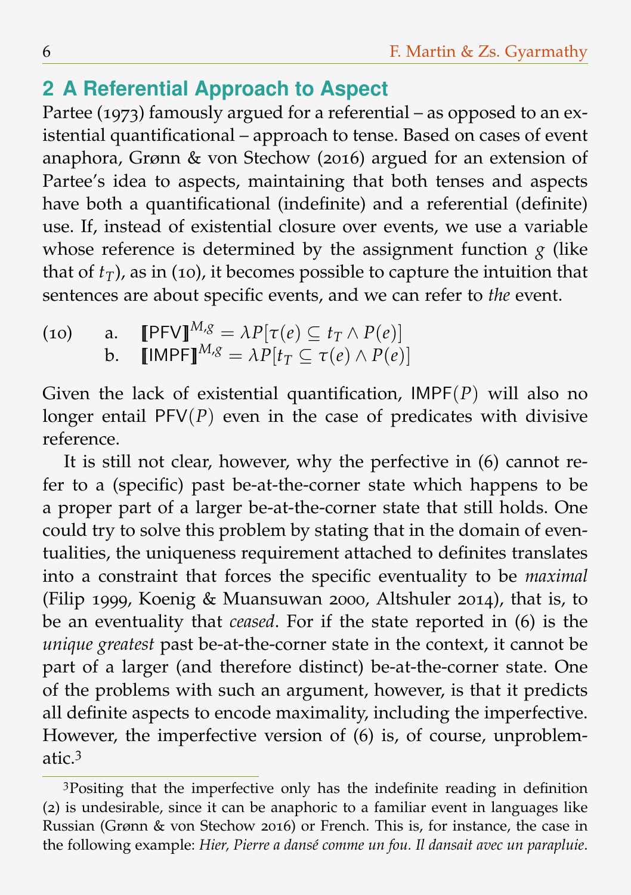## 2 A Referential Approach to Aspect

Partee (1973) famously argued for a referential – as opposed to an existential quantificational – approach to tense. Based on cases of event anaphora, Grønn & von Stechow (2016) argued for an extension of Partee's idea to aspects, maintaining that both tenses and aspects have both a quantificational (indefinite) and a referential (definite) use. If, instead of existential closure over events, we use a variable whose reference is determined by the assignment function $g$ (like that of $t_T$), as in (10), it becomes possible to capture the intuition that sentences are about specific events, and we can refer to *the* event.

(10) a. $[\![\mathsf{PFV}]\!]^{M,g} = \lambda P[\tau(e) \subseteq t_T \wedge P(e)]$
b. $[\![\mathsf{IMPF}]\!]^{M,g} = \lambda P[t_T \subseteq \tau(e) \wedge P(e)]$

Given the lack of existential quantification, $\mathsf{IMPF}(P)$ will also no longer entail $\mathsf{PFV}(P)$ even in the case of predicates with divisive reference.

It is still not clear, however, why the perfective in (6) cannot refer to a (specific) past be-at-the-corner state which happens to be a proper part of a larger be-at-the-corner state that still holds. One could try to solve this problem by stating that in the domain of eventualities, the uniqueness requirement attached to definites translates into a constraint that forces the specific eventuality to be *maximal* (Filip 1999, Koenig & Muansuwan 2000, Altshuler 2014), that is, to be an eventuality that *ceased*. For if the state reported in (6) is the *unique greatest* past be-at-the-corner state in the context, it cannot be part of a larger (and therefore distinct) be-at-the-corner state. One of the problems with such an argument, however, is that it predicts all definite aspects to encode maximality, including the imperfective. However, the imperfective version of (6) is, of course, unproblematic.[3]

[3] Positing that the imperfective only has the indefinite reading in definition (2) is undesirable, since it can be anaphoric to a familiar event in languages like Russian (Grønn & von Stechow 2016) or French. This is, for instance, the case in the following example: *Hier, Pierre a dansé comme un fou. Il dansait avec un parapluie.*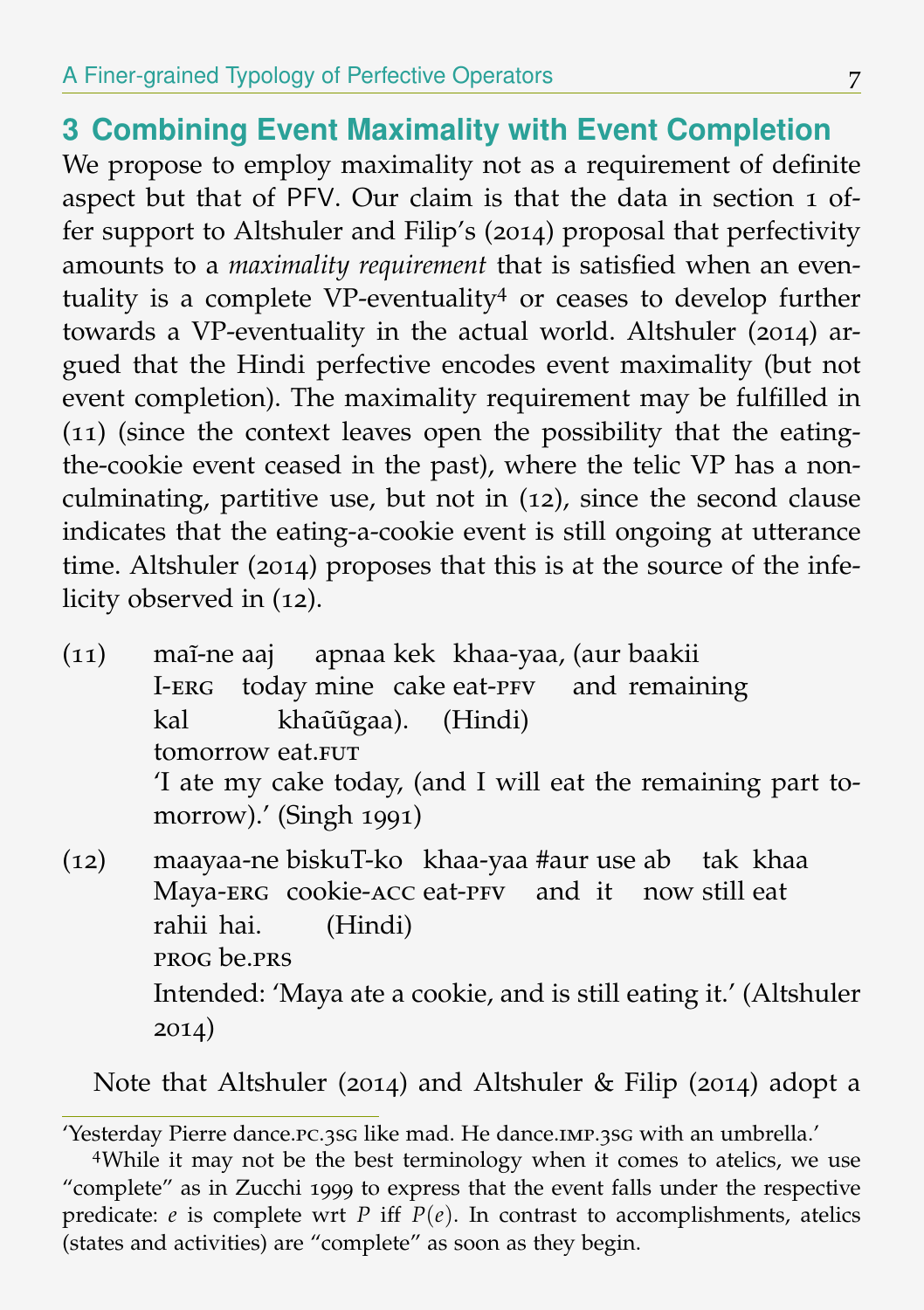## 3 Combining Event Maximality with Event Completion

We propose to employ maximality not as a requirement of definite aspect but that of PFV. Our claim is that the data in section 1 offer support to Altshuler and Filip's (2014) proposal that perfectivity amounts to a *maximality requirement* that is satisfied when an eventuality is a complete VP-eventuality[4] or ceases to develop further towards a VP-eventuality in the actual world. Altshuler (2014) argued that the Hindi perfective encodes event maximality (but not event completion). The maximality requirement may be fulfilled in (11) (since the context leaves open the possibility that the eating-the-cookie event ceased in the past), where the telic VP has a non-culminating, partitive use, but not in (12), since the second clause indicates that the eating-a-cookie event is still ongoing at utterance time. Altshuler (2014) proposes that this is at the source of the infelicity observed in (12).

(11) maĩ-ne aaj apnaa kek khaa-yaa, (aur baakii kal khaũũgaa). (Hindi)
I-ERG today mine cake eat-PFV and remaining tomorrow eat.FUT
'I ate my cake today, (and I will eat the remaining part tomorrow).' (Singh 1991)

(12) maayaa-ne biskuT-ko khaa-yaa #aur use ab tak khaa rahii hai. (Hindi)
Maya-ERG cookie-ACC eat-PFV and it now still eat PROG be.PRS
Intended: 'Maya ate a cookie, and is still eating it.' (Altshuler 2014)

Note that Altshuler (2014) and Altshuler & Filip (2014) adopt a

---

'Yesterday Pierre dance.PC.3SG like mad. He dance.IMP.3SG with an umbrella.'

[4] While it may not be the best terminology when it comes to atelics, we use "complete" as in Zucchi 1999 to express that the event falls under the respective predicate: $e$ is complete wrt $P$ iff $P(e)$. In contrast to accomplishments, atelics (states and activities) are "complete" as soon as they begin.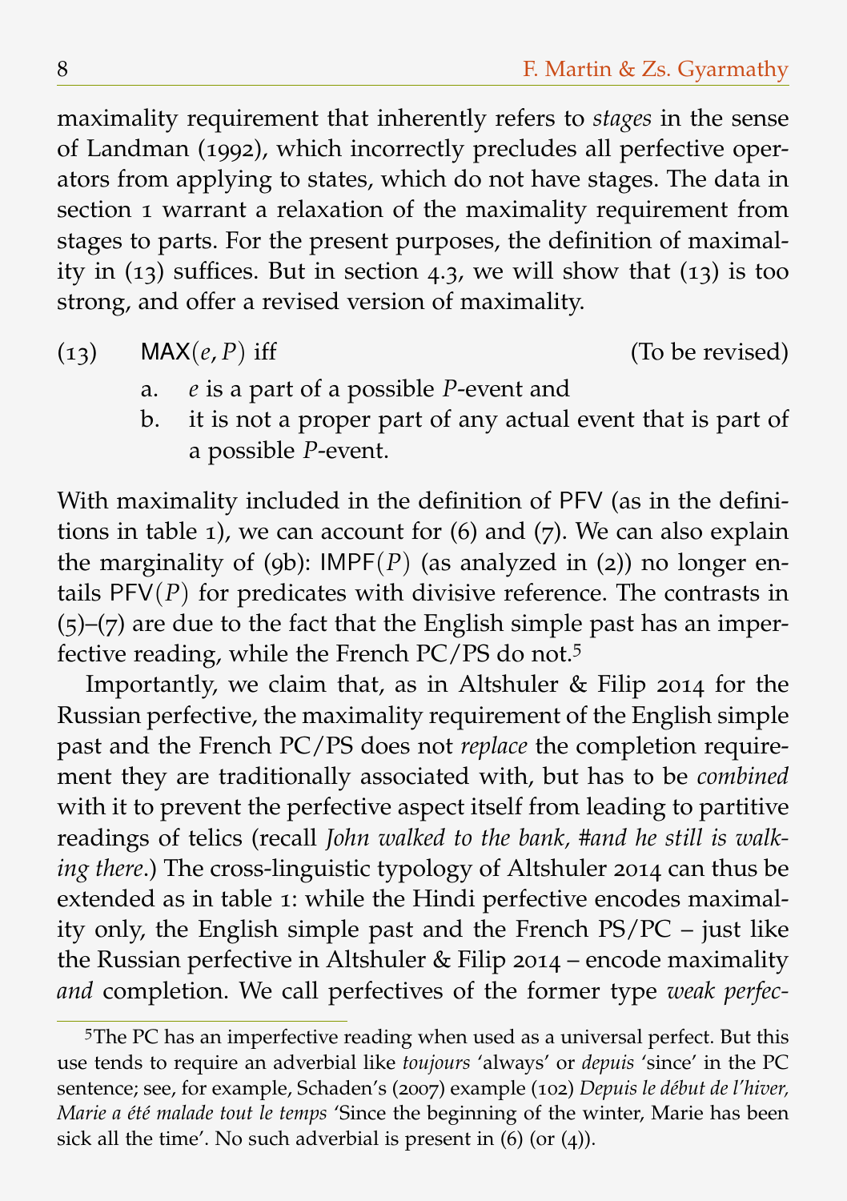maximality requirement that inherently refers to *stages* in the sense of Landman (1992), which incorrectly precludes all perfective operators from applying to states, which do not have stages. The data in section 1 warrant a relaxation of the maximality requirement from stages to parts. For the present purposes, the definition of maximality in (13) suffices. But in section 4.3, we will show that (13) is too strong, and offer a revised version of maximality.

(13) $\mathsf{MAX}(e, P)$ iff (To be revised)

a. $e$ is a part of a possible $P$-event and
b. it is not a proper part of any actual event that is part of a possible $P$-event.

With maximality included in the definition of PFV (as in the definitions in table 1), we can account for (6) and (7). We can also explain the marginality of (9b): $\mathsf{IMPF}(P)$ (as analyzed in (2)) no longer entails $\mathsf{PFV}(P)$ for predicates with divisive reference. The contrasts in (5)–(7) are due to the fact that the English simple past has an imperfective reading, while the French PC/PS do not.[5]

Importantly, we claim that, as in Altshuler & Filip 2014 for the Russian perfective, the maximality requirement of the English simple past and the French PC/PS does not *replace* the completion requirement they are traditionally associated with, but has to be *combined* with it to prevent the perfective aspect itself from leading to partitive readings of telics (recall *John walked to the bank, #and he still is walking there*.) The cross-linguistic typology of Altshuler 2014 can thus be extended as in table 1: while the Hindi perfective encodes maximality only, the English simple past and the French PS/PC – just like the Russian perfective in Altshuler & Filip 2014 – encode maximality *and* completion. We call perfectives of the former type *weak perfec-*

[5]The PC has an imperfective reading when used as a universal perfect. But this use tends to require an adverbial like *toujours* 'always' or *depuis* 'since' in the PC sentence; see, for example, Schaden's (2007) example (102) *Depuis le début de l'hiver, Marie a été malade tout le temps* 'Since the beginning of the winter, Marie has been sick all the time'. No such adverbial is present in (6) (or (4)).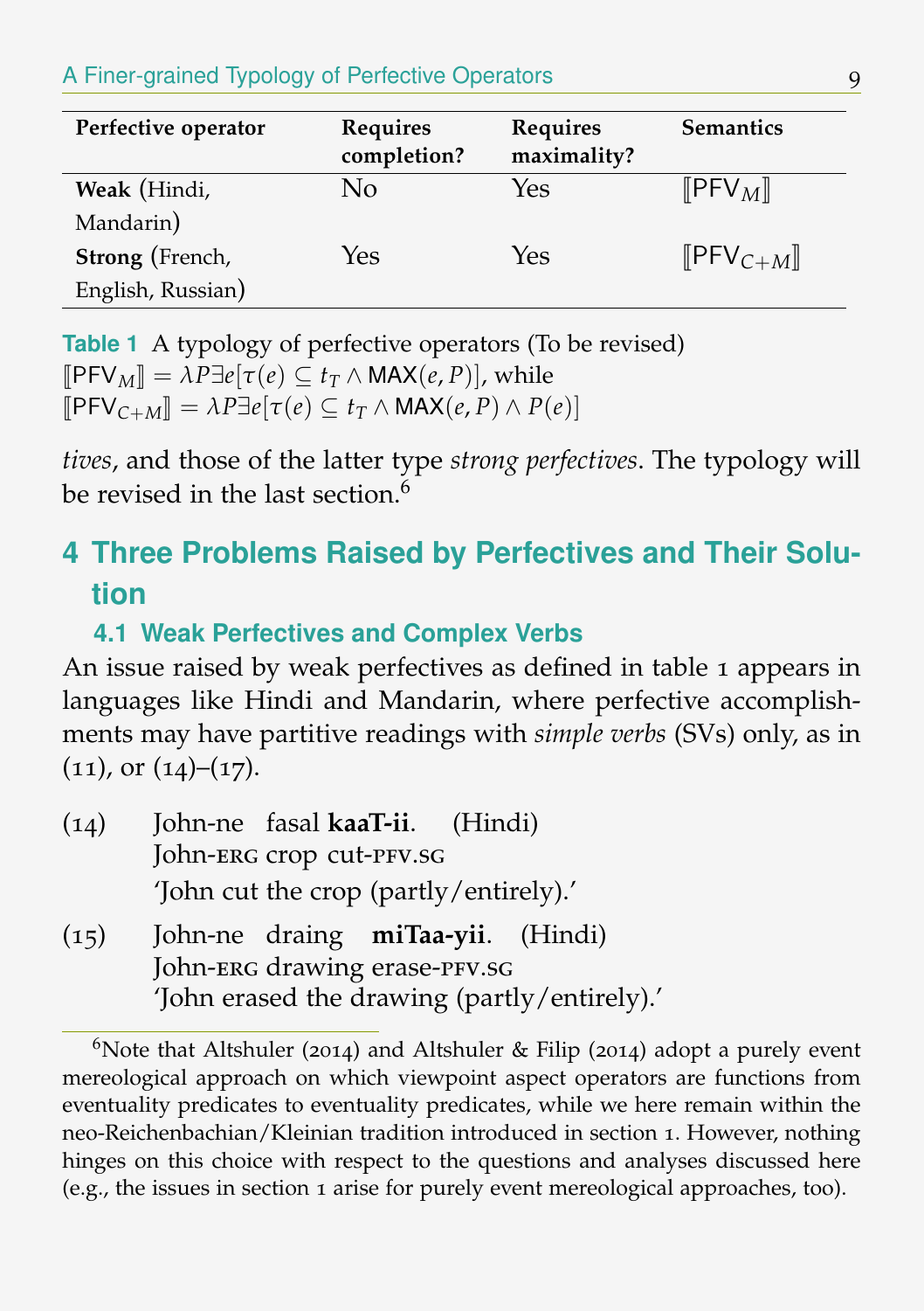| Perfective operator | Requires completion? | Requires maximality? | Semantics |
|---|---|---|---|
| **Weak** (Hindi, Mandarin) | No | Yes | $[\![\mathsf{PFV}_M]\!]$ |
| **Strong** (French, English, Russian) | Yes | Yes | $[\![\mathsf{PFV}_{C+M}]\!]$ |

**Table 1** A typology of perfective operators (To be revised)
$[\![\mathsf{PFV}_M]\!] = \lambda P \exists e[\tau(e) \subseteq t_T \wedge \mathsf{MAX}(e, P)]$, while
$[\![\mathsf{PFV}_{C+M}]\!] = \lambda P \exists e[\tau(e) \subseteq t_T \wedge \mathsf{MAX}(e, P) \wedge P(e)]$

*tives*, and those of the latter type *strong perfectives*. The typology will be revised in the last section.[6]

## 4 Three Problems Raised by Perfectives and Their Solution

### 4.1 Weak Perfectives and Complex Verbs

An issue raised by weak perfectives as defined in table 1 appears in languages like Hindi and Mandarin, where perfective accomplishments may have partitive readings with *simple verbs* (SVs) only, as in (11), or (14)–(17).

(14) John-ne fasal **kaaT-ii**. (Hindi)
John-ERG crop cut-PFV.SG
'John cut the crop (partly/entirely).'

(15) John-ne draing **miTaa-yii**. (Hindi)
John-ERG drawing erase-PFV.SG
'John erased the drawing (partly/entirely).'

[6] Note that Altshuler (2014) and Altshuler & Filip (2014) adopt a purely event mereological approach on which viewpoint aspect operators are functions from eventuality predicates to eventuality predicates, while we here remain within the neo-Reichenbachian/Kleinian tradition introduced in section 1. However, nothing hinges on this choice with respect to the questions and analyses discussed here (e.g., the issues in section 1 arise for purely event mereological approaches, too).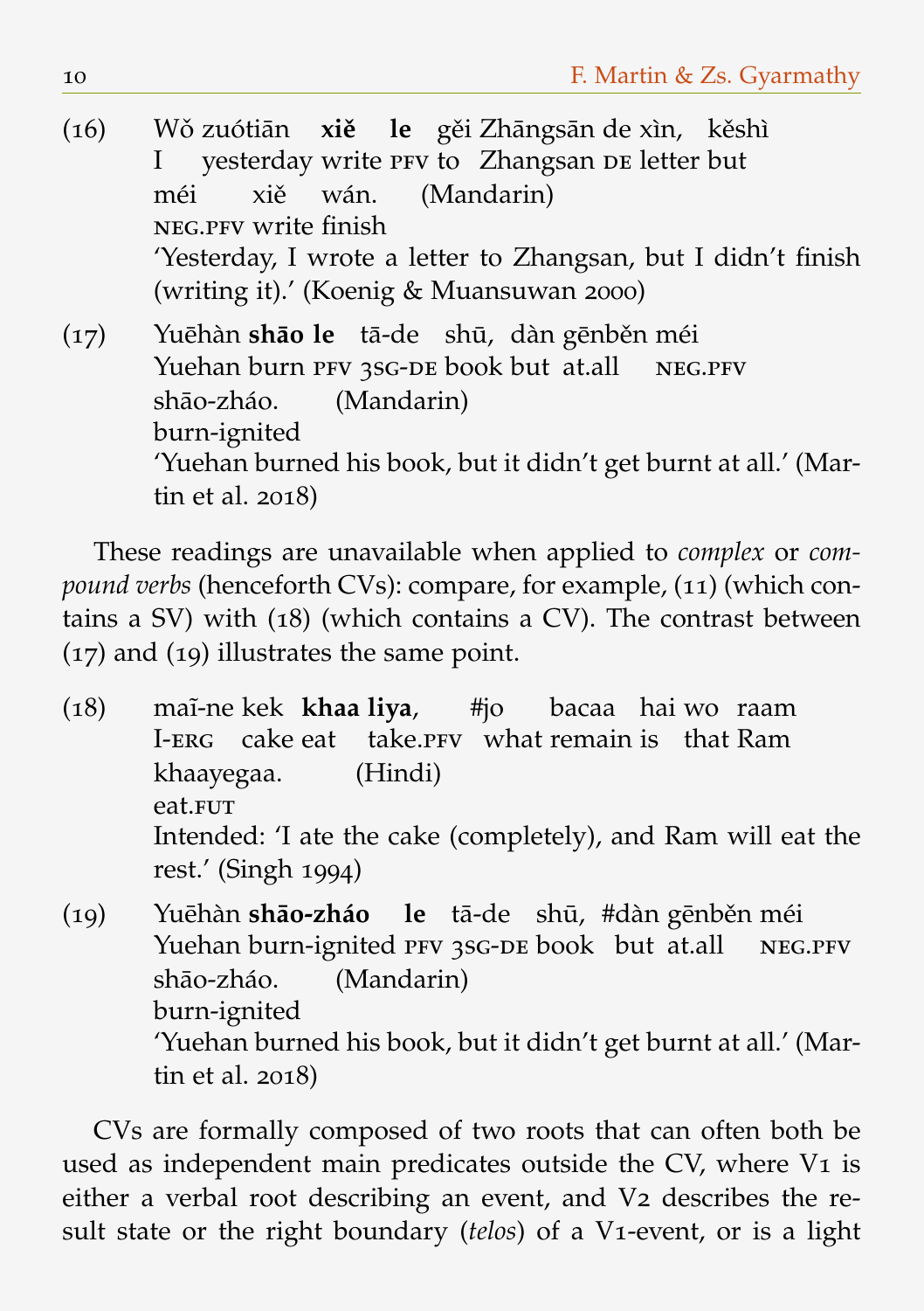(16) Wǒ zuótiān **xiě le** gěi Zhāngsān de xìn, kěshì
I yesterday write PFV to Zhangsan DE letter but
méi xiě wán. (Mandarin)
NEG.PFV write finish
'Yesterday, I wrote a letter to Zhangsan, but I didn't finish (writing it).' (Koenig & Muansuwan 2000)

(17) Yuēhàn **shāo le** tā-de shū, dàn gēnběn méi
Yuehan burn PFV 3SG-DE book but at.all NEG.PFV
shāo-zháo. (Mandarin)
burn-ignited
'Yuehan burned his book, but it didn't get burnt at all.' (Martin et al. 2018)

These readings are unavailable when applied to *complex* or *compound verbs* (henceforth CVs): compare, for example, (11) (which contains a SV) with (18) (which contains a CV). The contrast between (17) and (19) illustrates the same point.

(18) maĩ-ne kek **khaa liya**, #jo bacaa hai wo raam
I-ERG cake eat take.PFV what remain is that Ram
khaayegaa. (Hindi)
eat.FUT
Intended: 'I ate the cake (completely), and Ram will eat the rest.' (Singh 1994)

(19) Yuēhàn **shāo-zháo le** tā-de shū, #dàn gēnběn méi
Yuehan burn-ignited PFV 3SG-DE book but at.all NEG.PFV
shāo-zháo. (Mandarin)
burn-ignited
'Yuehan burned his book, but it didn't get burnt at all.' (Martin et al. 2018)

CVs are formally composed of two roots that can often both be used as independent main predicates outside the CV, where V1 is either a verbal root describing an event, and V2 describes the result state or the right boundary (*telos*) of a V1-event, or is a light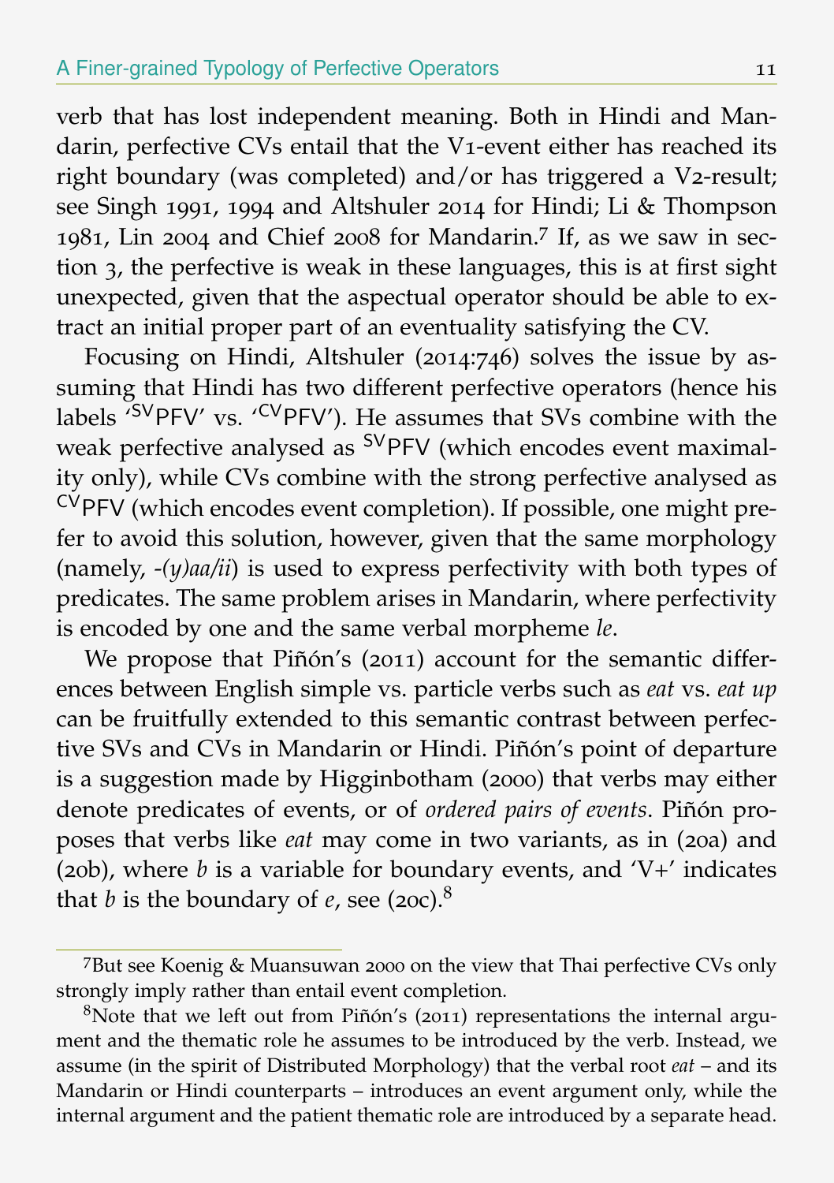verb that has lost independent meaning. Both in Hindi and Mandarin, perfective CVs entail that the V1-event either has reached its right boundary (was completed) and/or has triggered a V2-result; see Singh 1991, 1994 and Altshuler 2014 for Hindi; Li & Thompson 1981, Lin 2004 and Chief 2008 for Mandarin.[7] If, as we saw in section 3, the perfective is weak in these languages, this is at first sight unexpected, given that the aspectual operator should be able to extract an initial proper part of an eventuality satisfying the CV.

Focusing on Hindi, Altshuler (2014:746) solves the issue by assuming that Hindi has two different perfective operators (hence his labels '$^{SV}$PFV' vs. '$^{CV}$PFV'). He assumes that SVs combine with the weak perfective analysed as $^{SV}$PFV (which encodes event maximality only), while CVs combine with the strong perfective analysed as $^{CV}$PFV (which encodes event completion). If possible, one might prefer to avoid this solution, however, given that the same morphology (namely, -*(y)aa/ii*) is used to express perfectivity with both types of predicates. The same problem arises in Mandarin, where perfectivity is encoded by one and the same verbal morpheme *le*.

We propose that Piñón's (2011) account for the semantic differences between English simple vs. particle verbs such as *eat* vs. *eat up* can be fruitfully extended to this semantic contrast between perfective SVs and CVs in Mandarin or Hindi. Piñón's point of departure is a suggestion made by Higginbotham (2000) that verbs may either denote predicates of events, or of *ordered pairs of events*. Piñón proposes that verbs like *eat* may come in two variants, as in (20a) and (20b), where *b* is a variable for boundary events, and 'V+' indicates that *b* is the boundary of *e*, see (20c).[8]

---

[7]But see Koenig & Muansuwan 2000 on the view that Thai perfective CVs only strongly imply rather than entail event completion.

[8]Note that we left out from Piñón's (2011) representations the internal argument and the thematic role he assumes to be introduced by the verb. Instead, we assume (in the spirit of Distributed Morphology) that the verbal root *eat* – and its Mandarin or Hindi counterparts – introduces an event argument only, while the internal argument and the patient thematic role are introduced by a separate head.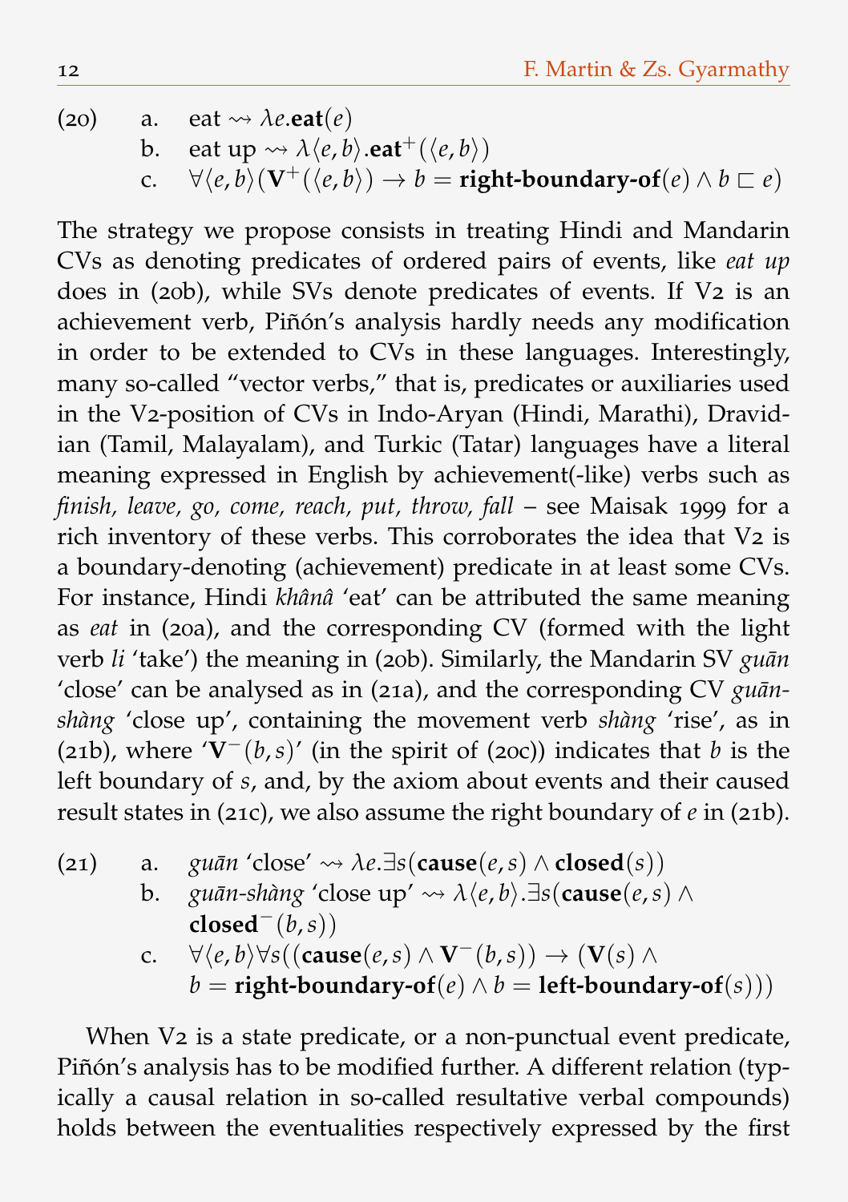(20) a. eat $\rightsquigarrow \lambda e.\mathbf{eat}(e)$

b. eat up $\rightsquigarrow \lambda\langle e,b\rangle.\mathbf{eat}^{+}(\langle e,b\rangle)$

c. $\forall\langle e,b\rangle(\mathbf{V}^{+}(\langle e,b\rangle) \rightarrow b = \mathbf{right\text{-}boundary\text{-}of}(e) \wedge b \sqsubset e)$

The strategy we propose consists in treating Hindi and Mandarin CVs as denoting predicates of ordered pairs of events, like *eat up* does in (20b), while SVs denote predicates of events. If V2 is an achievement verb, Piñón's analysis hardly needs any modification in order to be extended to CVs in these languages. Interestingly, many so-called "vector verbs," that is, predicates or auxiliaries used in the V2-position of CVs in Indo-Aryan (Hindi, Marathi), Dravidian (Tamil, Malayalam), and Turkic (Tatar) languages have a literal meaning expressed in English by achievement(-like) verbs such as *finish, leave, go, come, reach, put, throw, fall* – see Maisak 1999 for a rich inventory of these verbs. This corroborates the idea that V2 is a boundary-denoting (achievement) predicate in at least some CVs. For instance, Hindi *khânâ* 'eat' can be attributed the same meaning as *eat* in (20a), and the corresponding CV (formed with the light verb *li* 'take') the meaning in (20b). Similarly, the Mandarin SV *guān* 'close' can be analysed as in (21a), and the corresponding CV *guān-shàng* 'close up', containing the movement verb *shàng* 'rise', as in (21b), where '$\mathbf{V}^{-}(b,s)$' (in the spirit of (20c)) indicates that $b$ is the left boundary of $s$, and, by the axiom about events and their caused result states in (21c), we also assume the right boundary of $e$ in (21b).

(21) a. *guān* 'close' $\rightsquigarrow \lambda e.\exists s(\mathbf{cause}(e,s) \wedge \mathbf{closed}(s))$

b. *guān-shàng* 'close up' $\rightsquigarrow \lambda\langle e,b\rangle.\exists s(\mathbf{cause}(e,s) \wedge \mathbf{closed}^{-}(b,s))$

c. $\forall\langle e,b\rangle\forall s((\mathbf{cause}(e,s) \wedge \mathbf{V}^{-}(b,s)) \rightarrow (\mathbf{V}(s) \wedge b = \mathbf{right\text{-}boundary\text{-}of}(e) \wedge b = \mathbf{left\text{-}boundary\text{-}of}(s)))$

When V2 is a state predicate, or a non-punctual event predicate, Piñón's analysis has to be modified further. A different relation (typically a causal relation in so-called resultative verbal compounds) holds between the eventualities respectively expressed by the first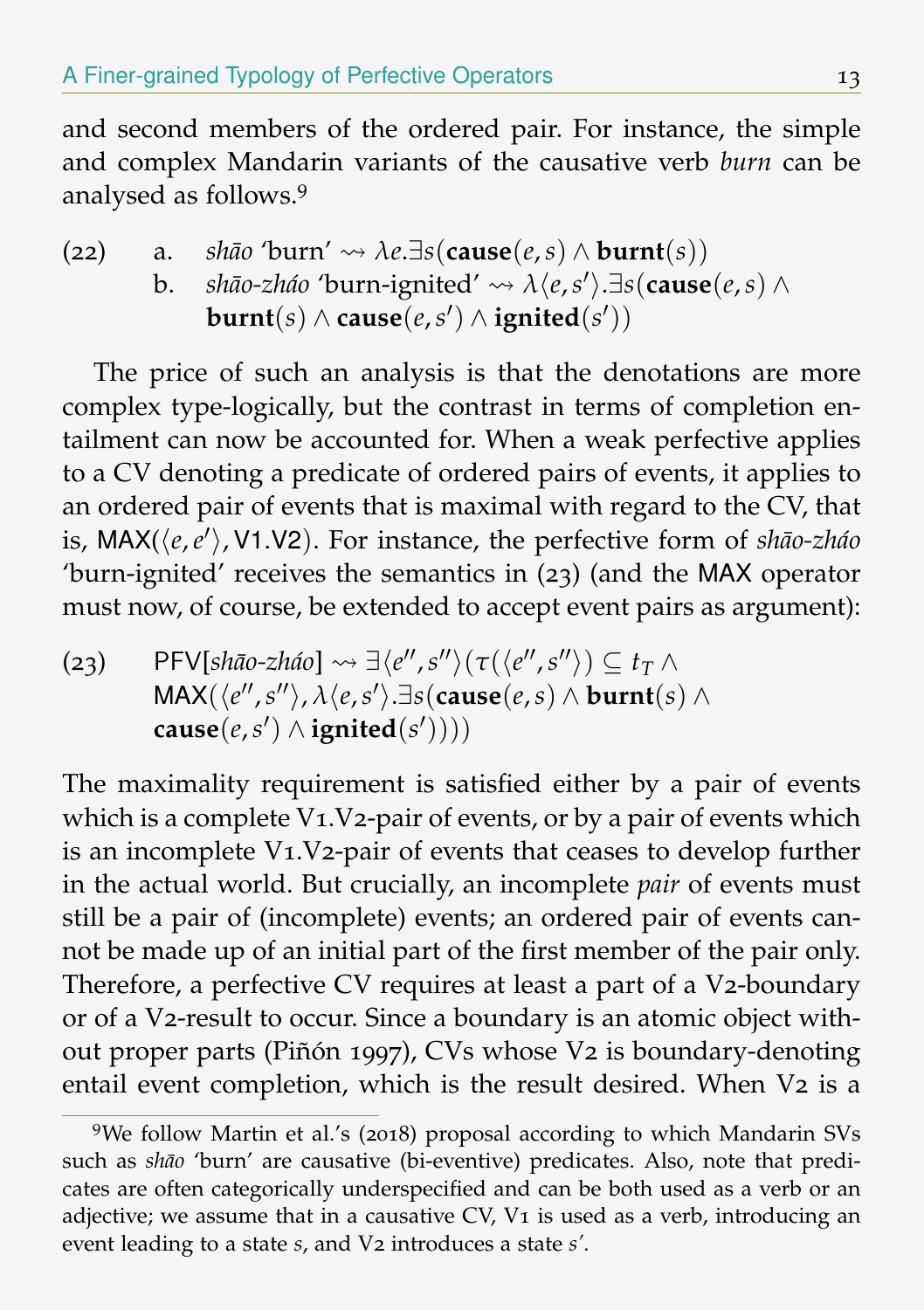and second members of the ordered pair. For instance, the simple and complex Mandarin variants of the causative verb *burn* can be analysed as follows.[9]

(22) a. *shāo* 'burn' $\rightsquigarrow \lambda e.\exists s(\textbf{cause}(e,s) \wedge \textbf{burnt}(s))$

b. *shāo-zháo* 'burn-ignited' $\rightsquigarrow \lambda\langle e,s'\rangle.\exists s(\textbf{cause}(e,s) \wedge \textbf{burnt}(s) \wedge \textbf{cause}(e,s') \wedge \textbf{ignited}(s'))$

The price of such an analysis is that the denotations are more complex type-logically, but the contrast in terms of completion entailment can now be accounted for. When a weak perfective applies to a CV denoting a predicate of ordered pairs of events, it applies to an ordered pair of events that is maximal with regard to the CV, that is, $\mathsf{MAX}(\langle e,e'\rangle, \mathsf{V1.V2})$. For instance, the perfective form of *shāo-zháo* 'burn-ignited' receives the semantics in (23) (and the MAX operator must now, of course, be extended to accept event pairs as argument):

(23) $\mathsf{PFV}[\textit{shāo-zháo}] \rightsquigarrow \exists\langle e'',s''\rangle(\tau(\langle e'',s''\rangle) \subseteq t_T \wedge \mathsf{MAX}(\langle e'',s''\rangle, \lambda\langle e,s'\rangle.\exists s(\textbf{cause}(e,s) \wedge \textbf{burnt}(s) \wedge \textbf{cause}(e,s') \wedge \textbf{ignited}(s'))))$

The maximality requirement is satisfied either by a pair of events which is a complete V1.V2-pair of events, or by a pair of events which is an incomplete V1.V2-pair of events that ceases to develop further in the actual world. But crucially, an incomplete *pair* of events must still be a pair of (incomplete) events; an ordered pair of events cannot be made up of an initial part of the first member of the pair only. Therefore, a perfective CV requires at least a part of a V2-boundary or of a V2-result to occur. Since a boundary is an atomic object without proper parts (Piñón 1997), CVs whose V2 is boundary-denoting entail event completion, which is the result desired. When V2 is a

[9] We follow Martin et al.'s (2018) proposal according to which Mandarin SVs such as *shāo* 'burn' are causative (bi-eventive) predicates. Also, note that predicates are often categorically underspecified and can be both used as a verb or an adjective; we assume that in a causative CV, V1 is used as a verb, introducing an event leading to a state $s$, and V2 introduces a state $s'$.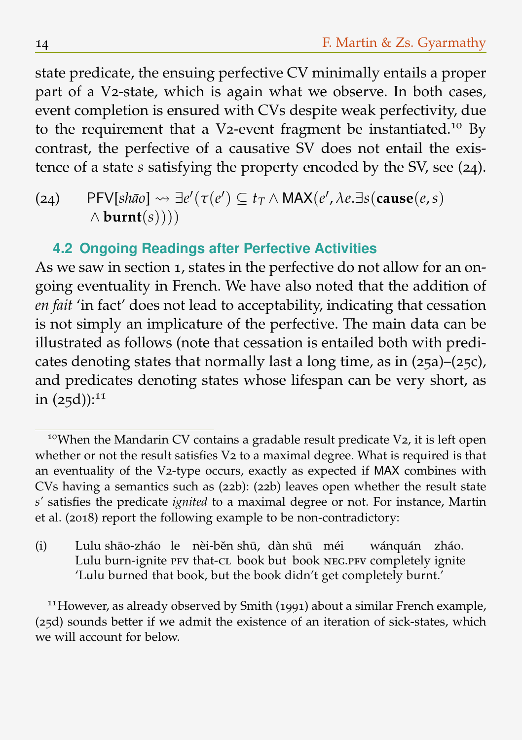state predicate, the ensuing perfective CV minimally entails a proper part of a V2-state, which is again what we observe. In both cases, event completion is ensured with CVs despite weak perfectivity, due to the requirement that a V2-event fragment be instantiated.[10] By contrast, the perfective of a causative SV does not entail the existence of a state *s* satisfying the property encoded by the SV, see (24).

(24) $\mathsf{PFV}[\mathit{sh\bar{a}o}] \rightsquigarrow \exists e'(\tau(e') \subseteq t_T \wedge \mathsf{MAX}(e', \lambda e.\exists s(\mathbf{cause}(e,s) \wedge \mathbf{burnt}(s))))$

### 4.2 Ongoing Readings after Perfective Activities

As we saw in section 1, states in the perfective do not allow for an ongoing eventuality in French. We have also noted that the addition of *en fait* 'in fact' does not lead to acceptability, indicating that cessation is not simply an implicature of the perfective. The main data can be illustrated as follows (note that cessation is entailed both with predicates denoting states that normally last a long time, as in (25a)–(25c), and predicates denoting states whose lifespan can be very short, as in (25d)):[11]

---

[10] When the Mandarin CV contains a gradable result predicate V2, it is left open whether or not the result satisfies V2 to a maximal degree. What is required is that an eventuality of the V2-type occurs, exactly as expected if MAX combines with CVs having a semantics such as (22b): (22b) leaves open whether the result state $s'$ satisfies the predicate *ignited* to a maximal degree or not. For instance, Martin et al. (2018) report the following example to be non-contradictory:

(i) Lulu shāo-zháo le nèi-běn shū, dàn shū méi wánquán zháo.
Lulu burn-ignite PFV that-CL book but book NEG.PFV completely ignite
'Lulu burned that book, but the book didn't get completely burnt.'

[11] However, as already observed by Smith (1991) about a similar French example, (25d) sounds better if we admit the existence of an iteration of sick-states, which we will account for below.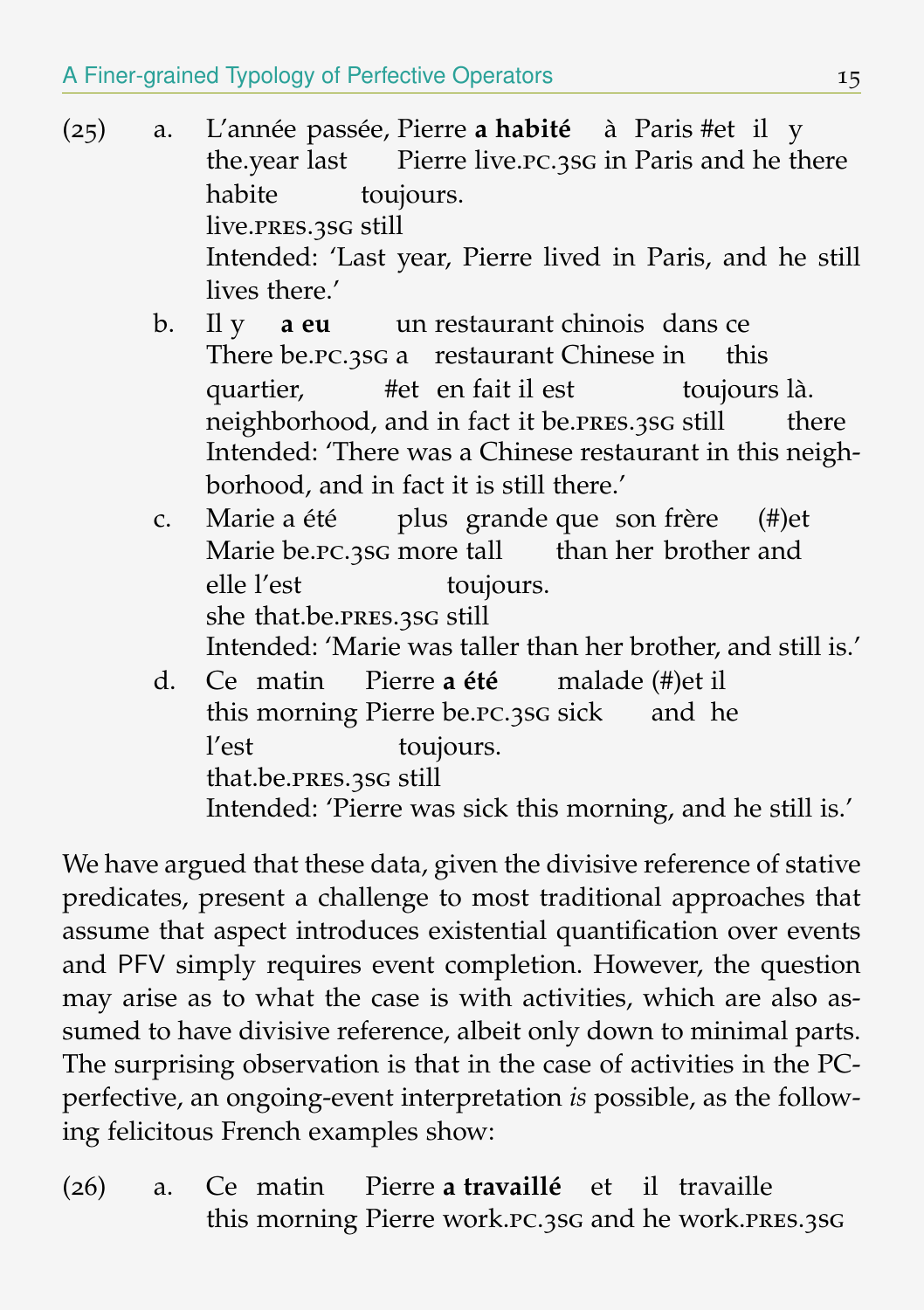(25) a. L'année passée, Pierre **a habité** à Paris #et il y habite toujours.
the.year last Pierre live.PC.3SG in Paris and he there live.PRES.3SG still
Intended: 'Last year, Pierre lived in Paris, and he still lives there.'

b. Il y **a eu** un restaurant chinois dans ce quartier, #et en fait il est toujours là.
There be.PC.3SG a restaurant Chinese in this neighborhood, and in fact it be.PRES.3SG still there
Intended: 'There was a Chinese restaurant in this neighborhood, and in fact it is still there.'

c. Marie a été plus grande que son frère (#)et elle l'est toujours.
Marie be.PC.3SG more tall than her brother and she that.be.PRES.3SG still
Intended: 'Marie was taller than her brother, and still is.'

d. Ce matin Pierre **a été** malade (#)et il l'est toujours.
this morning Pierre be.PC.3SG sick and he that.be.PRES.3SG still
Intended: 'Pierre was sick this morning, and he still is.'

We have argued that these data, given the divisive reference of stative predicates, present a challenge to most traditional approaches that assume that aspect introduces existential quantification over events and PFV simply requires event completion. However, the question may arise as to what the case is with activities, which are also assumed to have divisive reference, albeit only down to minimal parts. The surprising observation is that in the case of activities in the PC-perfective, an ongoing-event interpretation *is* possible, as the following felicitous French examples show:

(26) a. Ce matin Pierre **a travaillé** et il travaille
this morning Pierre work.PC.3SG and he work.PRES.3SG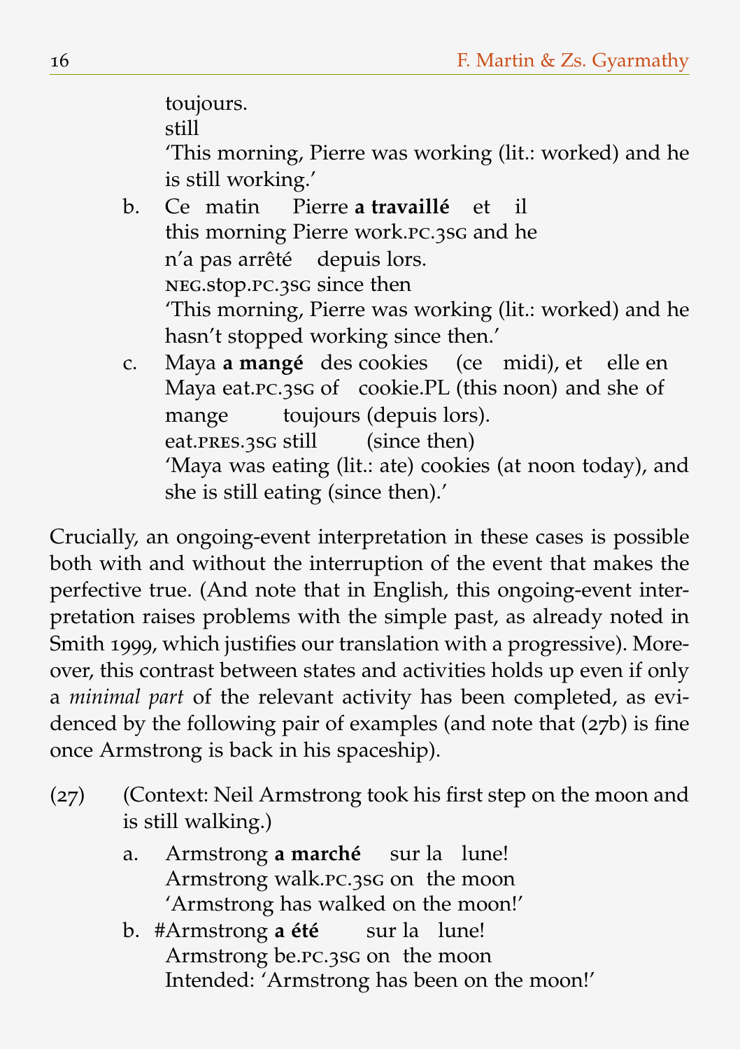toujours.
still
'This morning, Pierre was working (lit.: worked) and he is still working.'

b. Ce matin Pierre **a travaillé** et il n'a pas arrêté depuis lors.
this morning Pierre work.PC.3SG and he NEG.stop.PC.3SG since then
'This morning, Pierre was working (lit.: worked) and he hasn't stopped working since then.'

c. Maya **a mangé** des cookies (ce midi), et elle en mange toujours (depuis lors).
Maya eat.PC.3SG of cookie.PL (this noon) and she of eat.PRES.3SG still (since then)
'Maya was eating (lit.: ate) cookies (at noon today), and she is still eating (since then).'

Crucially, an ongoing-event interpretation in these cases is possible both with and without the interruption of the event that makes the perfective true. (And note that in English, this ongoing-event interpretation raises problems with the simple past, as already noted in Smith 1999, which justifies our translation with a progressive). Moreover, this contrast between states and activities holds up even if only a *minimal part* of the relevant activity has been completed, as evidenced by the following pair of examples (and note that (27b) is fine once Armstrong is back in his spaceship).

(27) (Context: Neil Armstrong took his first step on the moon and is still walking.)

a. Armstrong **a marché** sur la lune!
Armstrong walk.PC.3SG on the moon
'Armstrong has walked on the moon!'

b. #Armstrong **a été** sur la lune!
Armstrong be.PC.3SG on the moon
Intended: 'Armstrong has been on the moon!'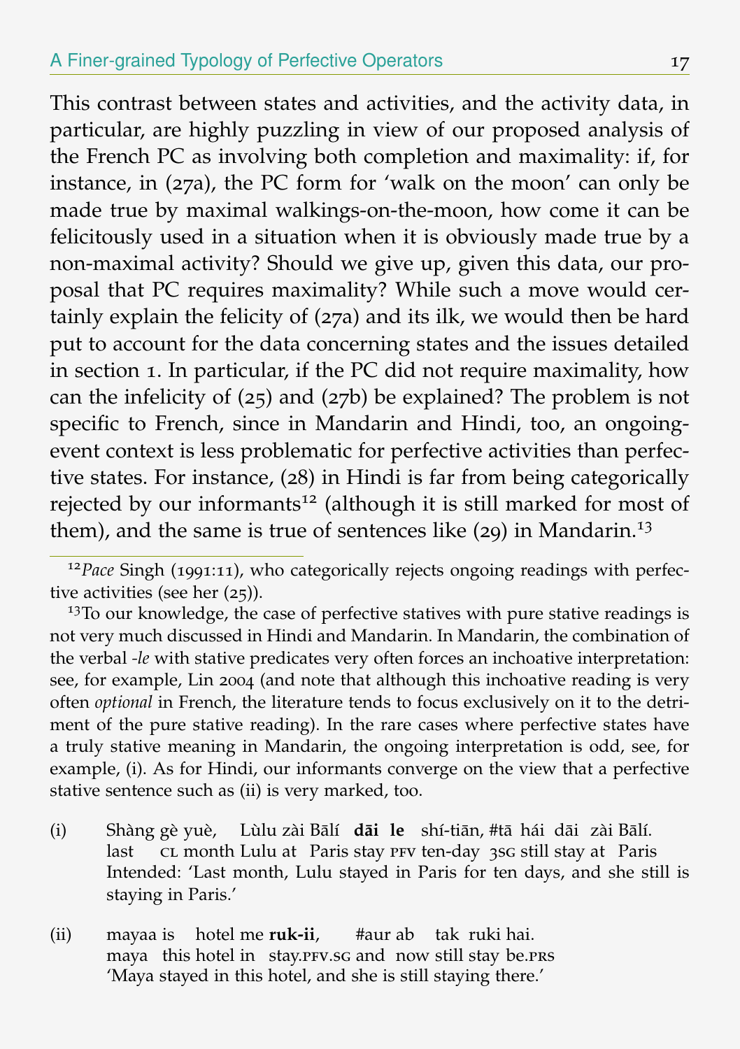This contrast between states and activities, and the activity data, in particular, are highly puzzling in view of our proposed analysis of the French PC as involving both completion and maximality: if, for instance, in (27a), the PC form for 'walk on the moon' can only be made true by maximal walkings-on-the-moon, how come it can be felicitously used in a situation when it is obviously made true by a non-maximal activity? Should we give up, given this data, our proposal that PC requires maximality? While such a move would certainly explain the felicity of (27a) and its ilk, we would then be hard put to account for the data concerning states and the issues detailed in section 1. In particular, if the PC did not require maximality, how can the infelicity of (25) and (27b) be explained? The problem is not specific to French, since in Mandarin and Hindi, too, an ongoing-event context is less problematic for perfective activities than perfective states. For instance, (28) in Hindi is far from being categorically rejected by our informants[12] (although it is still marked for most of them), and the same is true of sentences like (29) in Mandarin.[13]

---

[12] *Pace* Singh (1991:11), who categorically rejects ongoing readings with perfective activities (see her (25)).

[13] To our knowledge, the case of perfective statives with pure stative readings is not very much discussed in Hindi and Mandarin. In Mandarin, the combination of the verbal *-le* with stative predicates very often forces an inchoative interpretation: see, for example, Lin 2004 (and note that although this inchoative reading is very often *optional* in French, the literature tends to focus exclusively on it to the detriment of the pure stative reading). In the rare cases where perfective states have a truly stative meaning in Mandarin, the ongoing interpretation is odd, see, for example, (i). As for Hindi, our informants converge on the view that a perfective stative sentence such as (ii) is very marked, too.

(i) Shàng gè yuè, Lùlu zài Bālí **dāi le** shí-tiān, #tā hái dāi zài Bālí.
last CL month Lulu at Paris stay PFV ten-day 3SG still stay at Paris
Intended: 'Last month, Lulu stayed in Paris for ten days, and she still is staying in Paris.'

(ii) mayaa is hotel me **ruk-ii**, #aur ab tak ruki hai.
maya this hotel in stay.PFV.SG and now still stay be.PRS
'Maya stayed in this hotel, and she is still staying there.'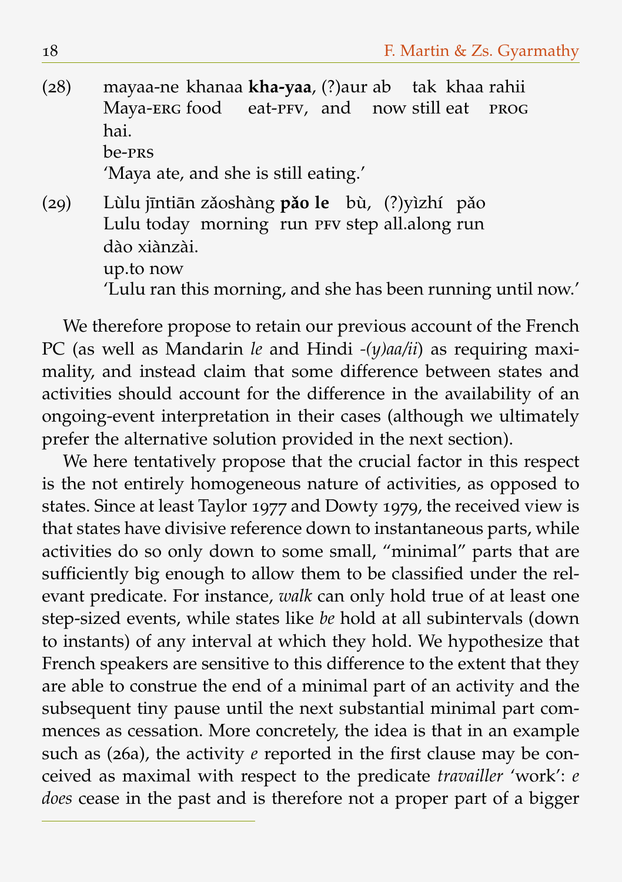(28) mayaa-ne khanaa **kha-yaa**, (?)aur ab tak khaa rahii hai.
Maya-ERG food eat-PFV, and now still eat PROG be-PRS
'Maya ate, and she is still eating.'

(29) Lùlu jīntiān zǎoshàng **pǎo le** bù, (?)yìzhí pǎo dào xiànzài.
Lulu today morning run PFV step all.along run up.to now
'Lulu ran this morning, and she has been running until now.'

We therefore propose to retain our previous account of the French PC (as well as Mandarin *le* and Hindi *-(y)aa/ii*) as requiring maximality, and instead claim that some difference between states and activities should account for the difference in the availability of an ongoing-event interpretation in their cases (although we ultimately prefer the alternative solution provided in the next section).

We here tentatively propose that the crucial factor in this respect is the not entirely homogeneous nature of activities, as opposed to states. Since at least Taylor 1977 and Dowty 1979, the received view is that states have divisive reference down to instantaneous parts, while activities do so only down to some small, "minimal" parts that are sufficiently big enough to allow them to be classified under the relevant predicate. For instance, *walk* can only hold true of at least one step-sized events, while states like *be* hold at all subintervals (down to instants) of any interval at which they hold. We hypothesize that French speakers are sensitive to this difference to the extent that they are able to construe the end of a minimal part of an activity and the subsequent tiny pause until the next substantial minimal part commences as cessation. More concretely, the idea is that in an example such as (26a), the activity *e* reported in the first clause may be conceived as maximal with respect to the predicate *travailler* 'work': *e* *does* cease in the past and is therefore not a proper part of a bigger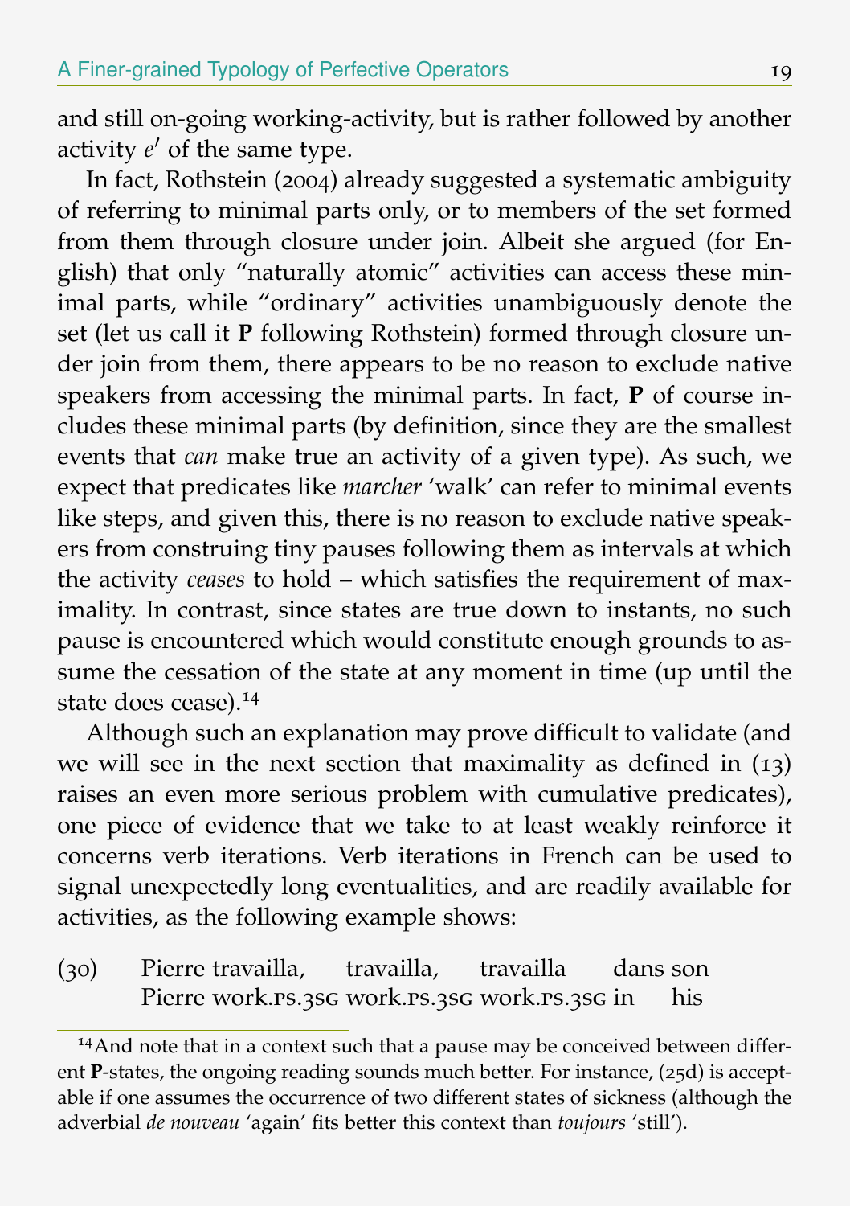and still on-going working-activity, but is rather followed by another activity $e'$ of the same type.

In fact, Rothstein (2004) already suggested a systematic ambiguity of referring to minimal parts only, or to members of the set formed from them through closure under join. Albeit she argued (for English) that only "naturally atomic" activities can access these minimal parts, while "ordinary" activities unambiguously denote the set (let us call it **P** following Rothstein) formed through closure under join from them, there appears to be no reason to exclude native speakers from accessing the minimal parts. In fact, **P** of course includes these minimal parts (by definition, since they are the smallest events that *can* make true an activity of a given type). As such, we expect that predicates like *marcher* 'walk' can refer to minimal events like steps, and given this, there is no reason to exclude native speakers from construing tiny pauses following them as intervals at which the activity *ceases* to hold – which satisfies the requirement of maximality. In contrast, since states are true down to instants, no such pause is encountered which would constitute enough grounds to assume the cessation of the state at any moment in time (up until the state does cease).[14]

Although such an explanation may prove difficult to validate (and we will see in the next section that maximality as defined in (13) raises an even more serious problem with cumulative predicates), one piece of evidence that we take to at least weakly reinforce it concerns verb iterations. Verb iterations in French can be used to signal unexpectedly long eventualities, and are readily available for activities, as the following example shows:

(30) Pierre travailla, travailla, travailla dans son
 Pierre work.PS.3SG work.PS.3SG work.PS.3SG in his

---

[14] And note that in a context such that a pause may be conceived between different **P**-states, the ongoing reading sounds much better. For instance, (25d) is acceptable if one assumes the occurrence of two different states of sickness (although the adverbial *de nouveau* 'again' fits better this context than *toujours* 'still').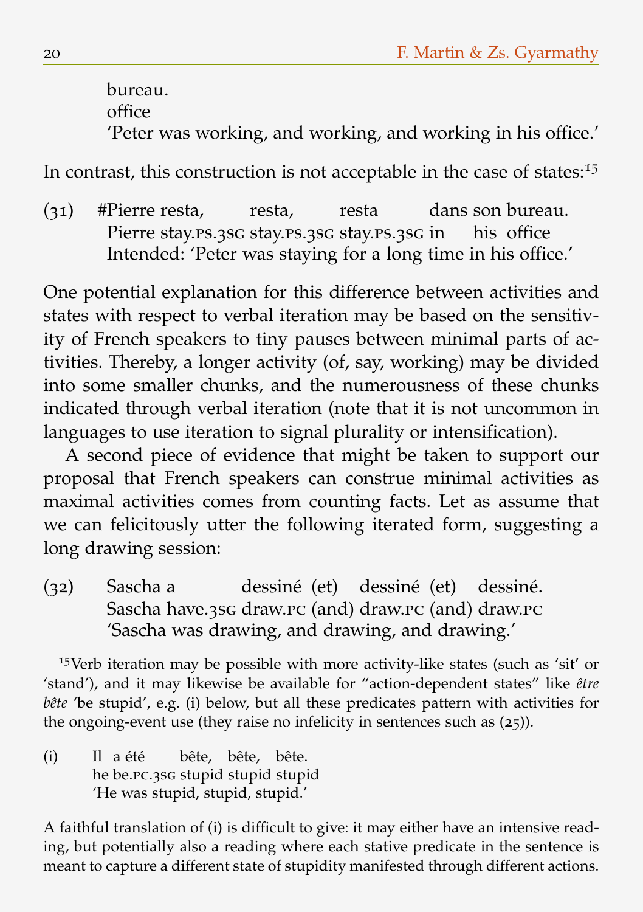bureau.
office
'Peter was working, and working, and working in his office.'

In contrast, this construction is not acceptable in the case of states:[15]

(31) #Pierre resta, resta, resta dans son bureau.
Pierre stay.PS.3SG stay.PS.3SG stay.PS.3SG in his office
Intended: 'Peter was staying for a long time in his office.'

One potential explanation for this difference between activities and states with respect to verbal iteration may be based on the sensitivity of French speakers to tiny pauses between minimal parts of activities. Thereby, a longer activity (of, say, working) may be divided into some smaller chunks, and the numerousness of these chunks indicated through verbal iteration (note that it is not uncommon in languages to use iteration to signal plurality or intensification).

A second piece of evidence that might be taken to support our proposal that French speakers can construe minimal activities as maximal activities comes from counting facts. Let as assume that we can felicitously utter the following iterated form, suggesting a long drawing session:

(32) Sascha a dessiné (et) dessiné (et) dessiné.
Sascha have.3SG draw.PC (and) draw.PC (and) draw.PC
'Sascha was drawing, and drawing, and drawing.'

---

[15] Verb iteration may be possible with more activity-like states (such as 'sit' or 'stand'), and it may likewise be available for "action-dependent states" like *être bête* 'be stupid', e.g. (i) below, but all these predicates pattern with activities for the ongoing-event use (they raise no infelicity in sentences such as (25)).

(i) Il a été bête, bête, bête.
he be.PC.3SG stupid stupid stupid
'He was stupid, stupid, stupid.'

A faithful translation of (i) is difficult to give: it may either have an intensive reading, but potentially also a reading where each stative predicate in the sentence is meant to capture a different state of stupidity manifested through different actions.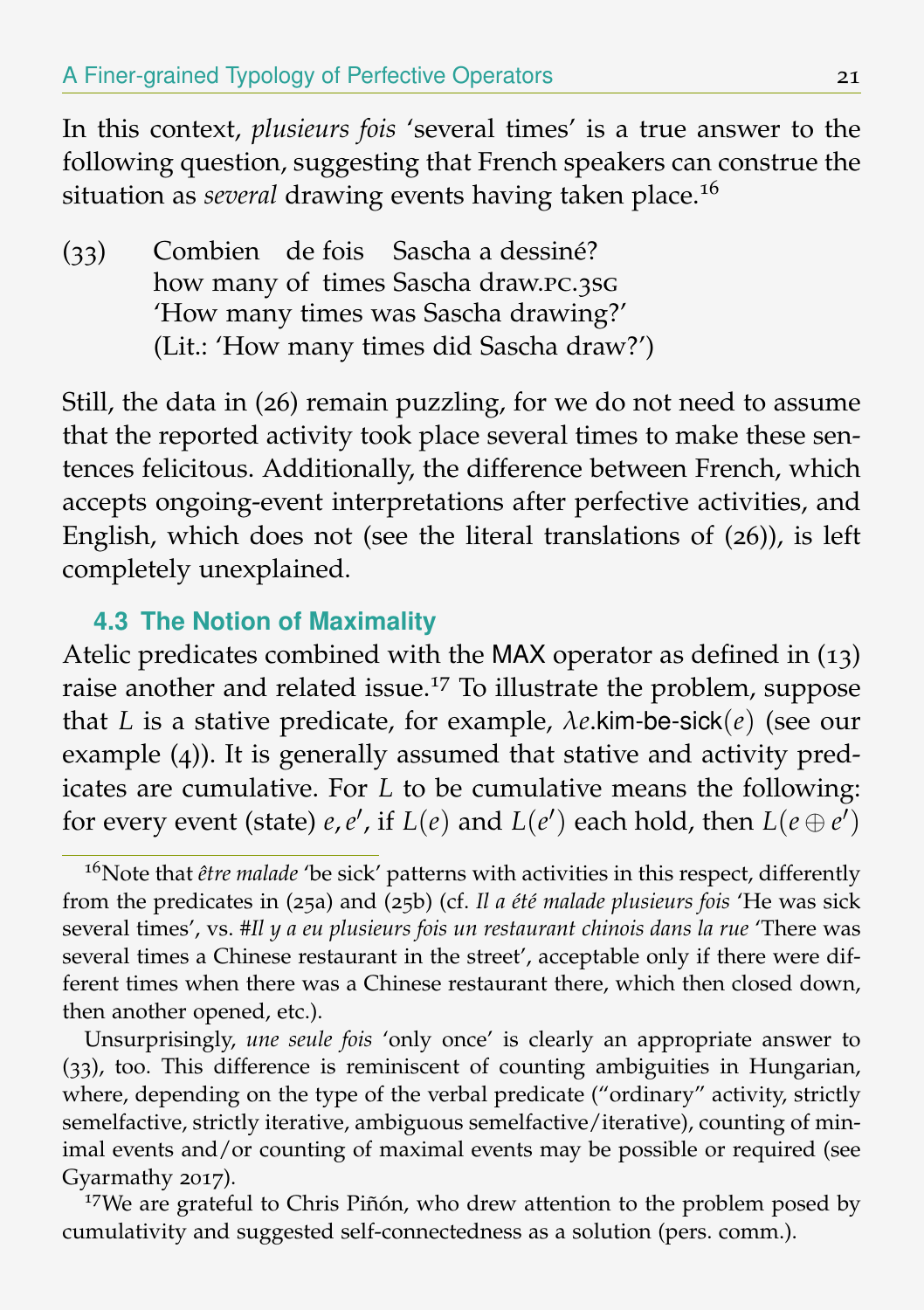In this context, *plusieurs fois* 'several times' is a true answer to the following question, suggesting that French speakers can construe the situation as *several* drawing events having taken place.[16]

(33) Combien de fois Sascha a dessiné?
how many of times Sascha draw.PC.3SG
'How many times was Sascha drawing?'
(Lit.: 'How many times did Sascha draw?')

Still, the data in (26) remain puzzling, for we do not need to assume that the reported activity took place several times to make these sentences felicitous. Additionally, the difference between French, which accepts ongoing-event interpretations after perfective activities, and English, which does not (see the literal translations of (26)), is left completely unexplained.

### 4.3 The Notion of Maximality

Atelic predicates combined with the MAX operator as defined in (13) raise another and related issue.[17] To illustrate the problem, suppose that $L$ is a stative predicate, for example, $\lambda e.\textsf{kim-be-sick}(e)$ (see our example (4)). It is generally assumed that stative and activity predicates are cumulative. For $L$ to be cumulative means the following: for every event (state) $e, e'$, if $L(e)$ and $L(e')$ each hold, then $L(e \oplus e')$

---

[16]Note that *être malade* 'be sick' patterns with activities in this respect, differently from the predicates in (25a) and (25b) (cf. *Il a été malade plusieurs fois* 'He was sick several times', vs. *#Il y a eu plusieurs fois un restaurant chinois dans la rue* 'There was several times a Chinese restaurant in the street', acceptable only if there were different times when there was a Chinese restaurant there, which then closed down, then another opened, etc.).

Unsurprisingly, *une seule fois* 'only once' is clearly an appropriate answer to (33), too. This difference is reminiscent of counting ambiguities in Hungarian, where, depending on the type of the verbal predicate ("ordinary" activity, strictly semelfactive, strictly iterative, ambiguous semelfactive/iterative), counting of minimal events and/or counting of maximal events may be possible or required (see Gyarmathy 2017).

[17]We are grateful to Chris Piñón, who drew attention to the problem posed by cumulativity and suggested self-connectedness as a solution (pers. comm.).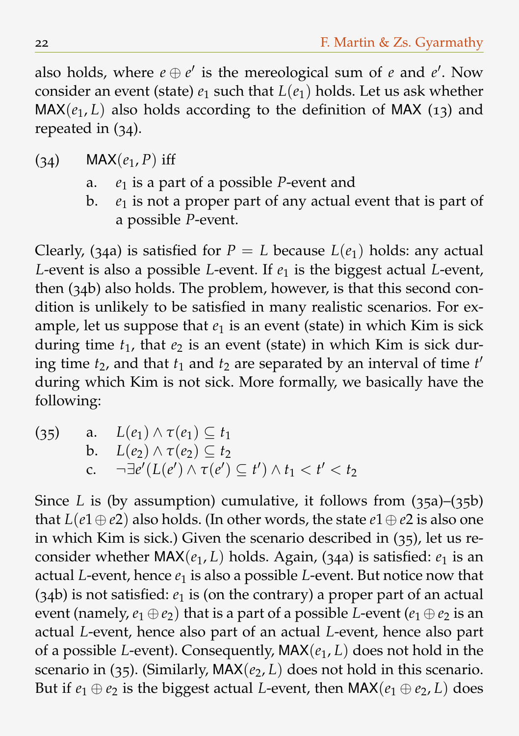also holds, where $e \oplus e'$ is the mereological sum of $e$ and $e'$. Now consider an event (state) $e_1$ such that $L(e_1)$ holds. Let us ask whether $\mathsf{MAX}(e_1, L)$ also holds according to the definition of $\mathsf{MAX}$ (13) and repeated in (34).

(34) $\mathsf{MAX}(e_1, P)$ iff

a. $e_1$ is a part of a possible $P$-event and

b. $e_1$ is not a proper part of any actual event that is part of a possible $P$-event.

Clearly, (34a) is satisfied for $P = L$ because $L(e_1)$ holds: any actual $L$-event is also a possible $L$-event. If $e_1$ is the biggest actual $L$-event, then (34b) also holds. The problem, however, is that this second condition is unlikely to be satisfied in many realistic scenarios. For example, let us suppose that $e_1$ is an event (state) in which Kim is sick during time $t_1$, that $e_2$ is an event (state) in which Kim is sick during time $t_2$, and that $t_1$ and $t_2$ are separated by an interval of time $t'$ during which Kim is not sick. More formally, we basically have the following:

(35)

a. $L(e_1) \wedge \tau(e_1) \subseteq t_1$

b. $L(e_2) \wedge \tau(e_2) \subseteq t_2$

c. $\neg \exists e'(L(e') \wedge \tau(e') \subseteq t') \wedge t_1 < t' < t_2$

Since $L$ is (by assumption) cumulative, it follows from (35a)–(35b) that $L(e1 \oplus e2)$ also holds. (In other words, the state $e1 \oplus e2$ is also one in which Kim is sick.) Given the scenario described in (35), let us reconsider whether $\mathsf{MAX}(e_1, L)$ holds. Again, (34a) is satisfied: $e_1$ is an actual $L$-event, hence $e_1$ is also a possible $L$-event. But notice now that (34b) is not satisfied: $e_1$ is (on the contrary) a proper part of an actual event (namely, $e_1 \oplus e_2$) that is a part of a possible $L$-event ($e_1 \oplus e_2$ is an actual $L$-event, hence also part of an actual $L$-event, hence also part of a possible $L$-event). Consequently, $\mathsf{MAX}(e_1, L)$ does not hold in the scenario in (35). (Similarly, $\mathsf{MAX}(e_2, L)$ does not hold in this scenario. But if $e_1 \oplus e_2$ is the biggest actual $L$-event, then $\mathsf{MAX}(e_1 \oplus e_2, L)$ does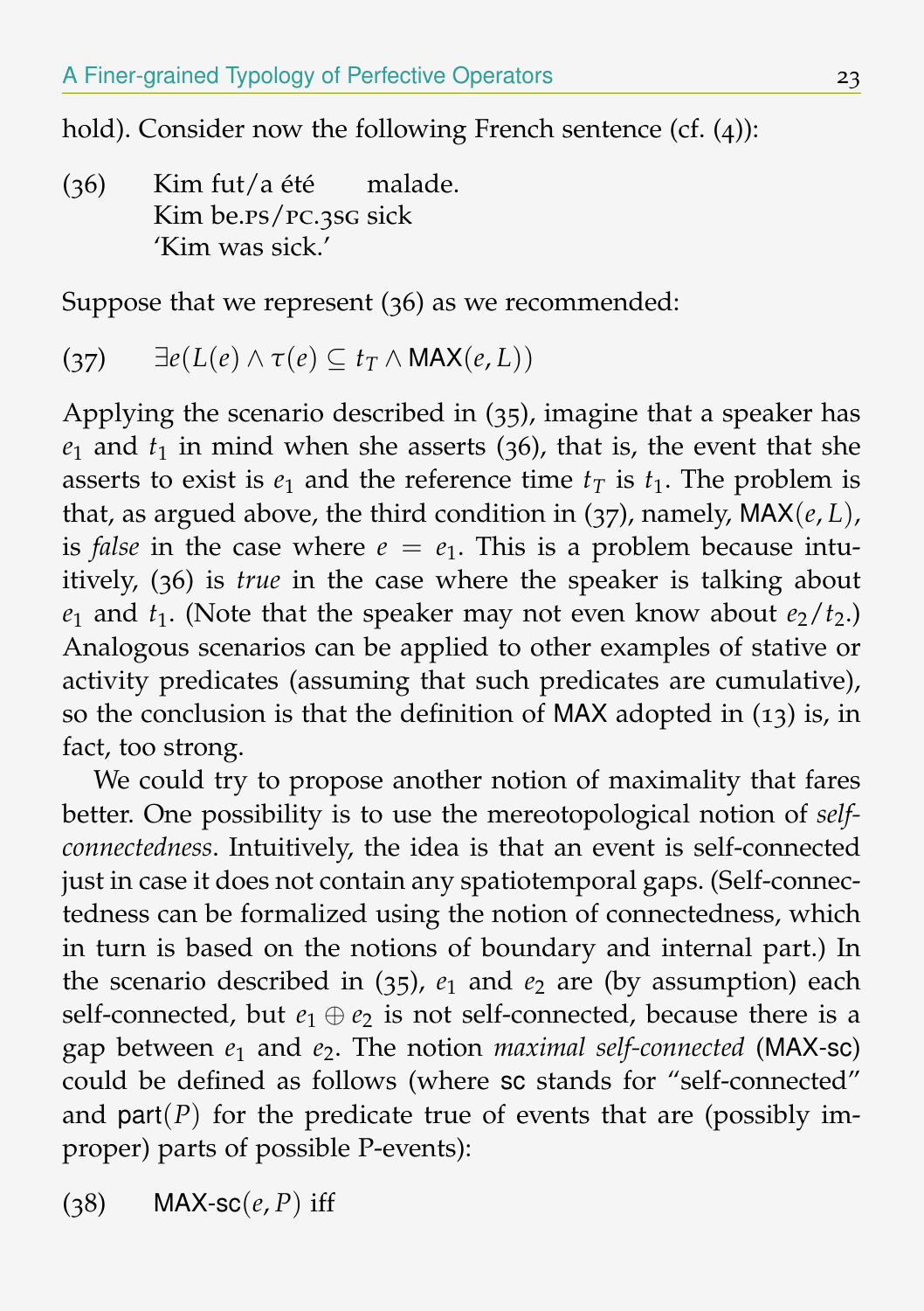hold). Consider now the following French sentence (cf. (4)):

(36) Kim fut/a été malade.
Kim be.PS/PC.3SG sick
'Kim was sick.'

Suppose that we represent (36) as we recommended:

(37) $\exists e(L(e) \wedge \tau(e) \subseteq t_T \wedge \mathsf{MAX}(e, L))$

Applying the scenario described in (35), imagine that a speaker has $e_1$ and $t_1$ in mind when she asserts (36), that is, the event that she asserts to exist is $e_1$ and the reference time $t_T$ is $t_1$. The problem is that, as argued above, the third condition in (37), namely, $\mathsf{MAX}(e, L)$, is *false* in the case where $e = e_1$. This is a problem because intuitively, (36) is *true* in the case where the speaker is talking about $e_1$ and $t_1$. (Note that the speaker may not even know about $e_2/t_2$.) Analogous scenarios can be applied to other examples of stative or activity predicates (assuming that such predicates are cumulative), so the conclusion is that the definition of MAX adopted in (13) is, in fact, too strong.

We could try to propose another notion of maximality that fares better. One possibility is to use the mereotopological notion of *self-connectedness*. Intuitively, the idea is that an event is self-connected just in case it does not contain any spatiotemporal gaps. (Self-connectedness can be formalized using the notion of connectedness, which in turn is based on the notions of boundary and internal part.) In the scenario described in (35), $e_1$ and $e_2$ are (by assumption) each self-connected, but $e_1 \oplus e_2$ is not self-connected, because there is a gap between $e_1$ and $e_2$. The notion *maximal self-connected* (MAX-sc) could be defined as follows (where sc stands for "self-connected" and $\mathsf{part}(P)$ for the predicate true of events that are (possibly improper) parts of possible P-events):

(38) $\mathsf{MAX\text{-}sc}(e, P)$ iff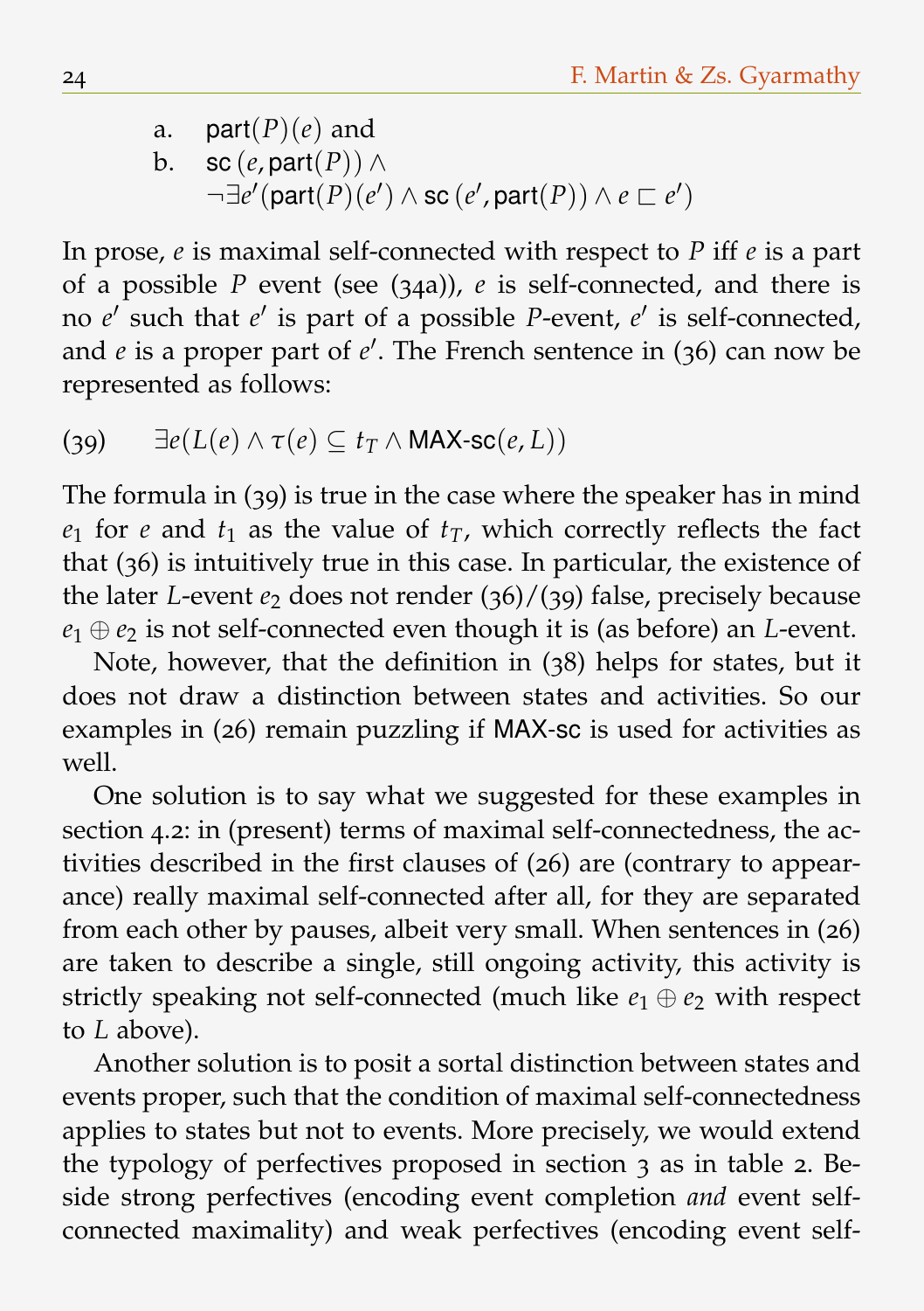a. $\mathsf{part}(P)(e)$ and

b. $\mathsf{sc}\,(e, \mathsf{part}(P)) \wedge$
$\neg\exists e'(\mathsf{part}(P)(e') \wedge \mathsf{sc}\,(e', \mathsf{part}(P)) \wedge e \sqsubset e')$

In prose, $e$ is maximal self-connected with respect to $P$ iff $e$ is a part of a possible $P$ event (see (34a)), $e$ is self-connected, and there is no $e'$ such that $e'$ is part of a possible $P$-event, $e'$ is self-connected, and $e$ is a proper part of $e'$. The French sentence in (36) can now be represented as follows:

(39) $\exists e(L(e) \wedge \tau(e) \subseteq t_T \wedge \mathsf{MAX\text{-}sc}(e, L))$

The formula in (39) is true in the case where the speaker has in mind $e_1$ for $e$ and $t_1$ as the value of $t_T$, which correctly reflects the fact that (36) is intuitively true in this case. In particular, the existence of the later $L$-event $e_2$ does not render (36)/(39) false, precisely because $e_1 \oplus e_2$ is not self-connected even though it is (as before) an $L$-event.

Note, however, that the definition in (38) helps for states, but it does not draw a distinction between states and activities. So our examples in (26) remain puzzling if MAX-sc is used for activities as well.

One solution is to say what we suggested for these examples in section 4.2: in (present) terms of maximal self-connectedness, the activities described in the first clauses of (26) are (contrary to appearance) really maximal self-connected after all, for they are separated from each other by pauses, albeit very small. When sentences in (26) are taken to describe a single, still ongoing activity, this activity is strictly speaking not self-connected (much like $e_1 \oplus e_2$ with respect to $L$ above).

Another solution is to posit a sortal distinction between states and events proper, such that the condition of maximal self-connectedness applies to states but not to events. More precisely, we would extend the typology of perfectives proposed in section 3 as in table 2. Beside strong perfectives (encoding event completion *and* event self-connected maximality) and weak perfectives (encoding event self-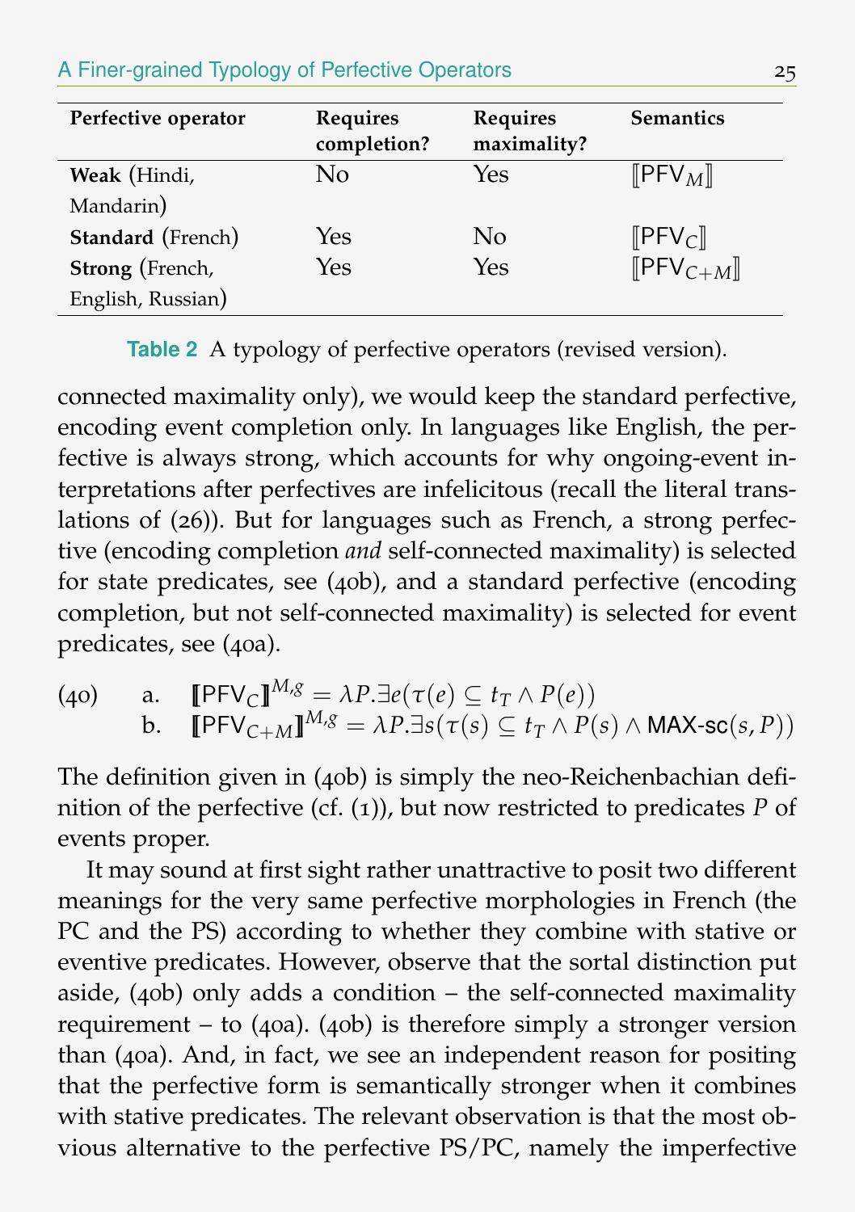| Perfective operator | Requires completion? | Requires maximality? | Semantics |
|---|---|---|---|
| **Weak** (Hindi, Mandarin) | No | Yes | $[\![\mathsf{PFV}_M]\!]$ |
| **Standard** (French) | Yes | No | $[\![\mathsf{PFV}_C]\!]$ |
| **Strong** (French, English, Russian) | Yes | Yes | $[\![\mathsf{PFV}_{C+M}]\!]$ |

**Table 2** A typology of perfective operators (revised version).

connected maximality only), we would keep the standard perfective, encoding event completion only. In languages like English, the perfective is always strong, which accounts for why ongoing-event interpretations after perfectives are infelicitous (recall the literal translations of (26)). But for languages such as French, a strong perfective (encoding completion *and* self-connected maximality) is selected for state predicates, see (40b), and a standard perfective (encoding completion, but not self-connected maximality) is selected for event predicates, see (40a).

(40) a. $[\![\mathsf{PFV}_C]\!]^{M,g} = \lambda P.\exists e(\tau(e) \subseteq t_T \wedge P(e))$

b. $[\![\mathsf{PFV}_{C+M}]\!]^{M,g} = \lambda P.\exists s(\tau(s) \subseteq t_T \wedge P(s) \wedge \mathsf{MAX\text{-}sc}(s, P))$

The definition given in (40b) is simply the neo-Reichenbachian definition of the perfective (cf. (1)), but now restricted to predicates $P$ of events proper.

It may sound at first sight rather unattractive to posit two different meanings for the very same perfective morphologies in French (the PC and the PS) according to whether they combine with stative or eventive predicates. However, observe that the sortal distinction put aside, (40b) only adds a condition – the self-connected maximality requirement – to (40a). (40b) is therefore simply a stronger version than (40a). And, in fact, we see an independent reason for positing that the perfective form is semantically stronger when it combines with stative predicates. The relevant observation is that the most obvious alternative to the perfective PS/PC, namely the imperfective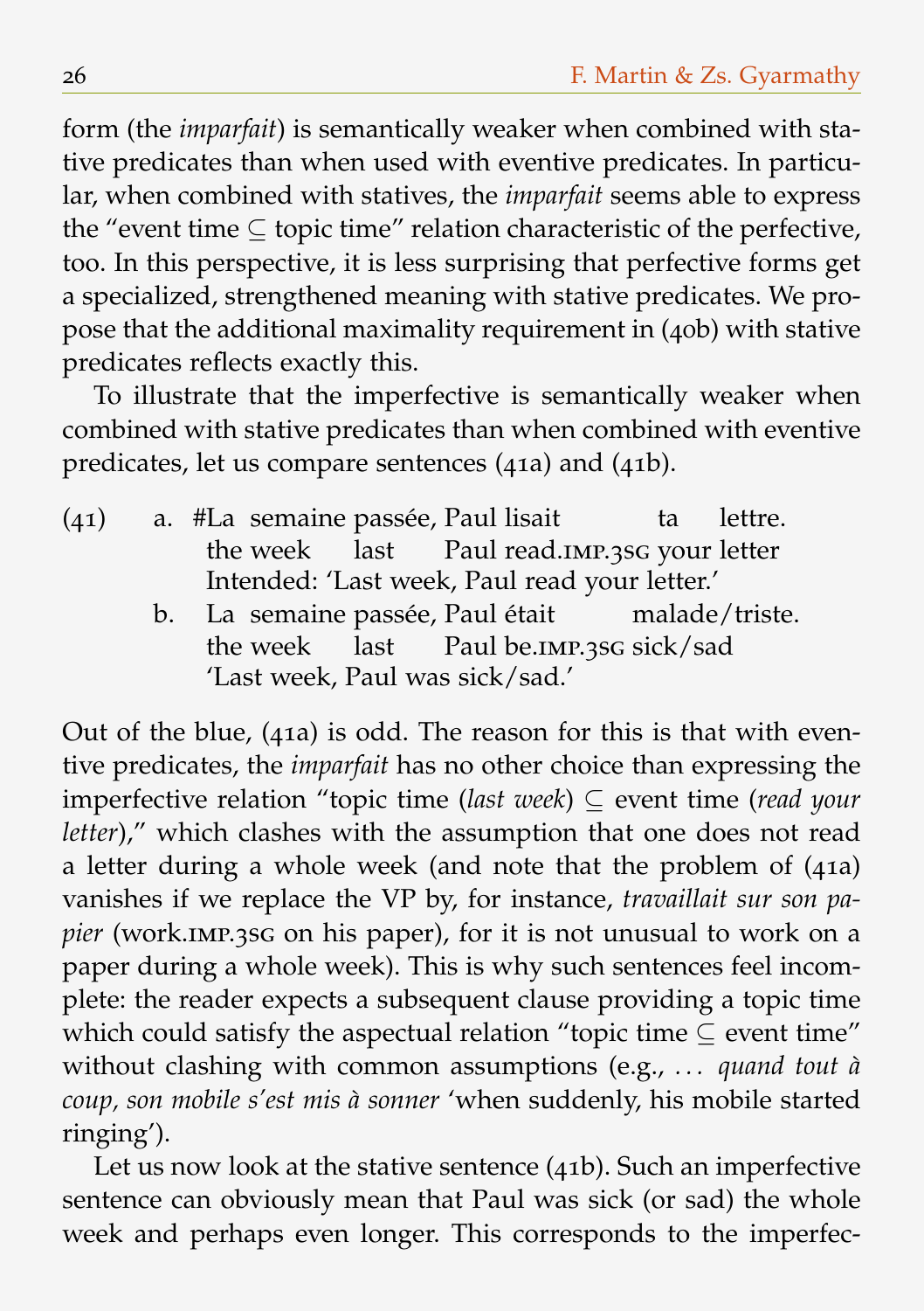form (the *imparfait*) is semantically weaker when combined with stative predicates than when used with eventive predicates. In particular, when combined with statives, the *imparfait* seems able to express the "event time ⊆ topic time" relation characteristic of the perfective, too. In this perspective, it is less surprising that perfective forms get a specialized, strengthened meaning with stative predicates. We propose that the additional maximality requirement in (40b) with stative predicates reflects exactly this.

To illustrate that the imperfective is semantically weaker when combined with stative predicates than when combined with eventive predicates, let us compare sentences (41a) and (41b).

(41)
a. #La semaine passée, Paul lisait ta lettre.
   the week last Paul read.IMP.3SG your letter
   Intended: 'Last week, Paul read your letter.'

b. La semaine passée, Paul était malade/triste.
   the week last Paul be.IMP.3SG sick/sad
   'Last week, Paul was sick/sad.'

Out of the blue, (41a) is odd. The reason for this is that with eventive predicates, the *imparfait* has no other choice than expressing the imperfective relation "topic time (*last week*) ⊆ event time (*read your letter*)," which clashes with the assumption that one does not read a letter during a whole week (and note that the problem of (41a) vanishes if we replace the VP by, for instance, *travaillait sur son papier* (work.IMP.3SG on his paper), for it is not unusual to work on a paper during a whole week). This is why such sentences feel incomplete: the reader expects a subsequent clause providing a topic time which could satisfy the aspectual relation "topic time ⊆ event time" without clashing with common assumptions (e.g., *... quand tout à coup, son mobile s'est mis à sonner* 'when suddenly, his mobile started ringing').

Let us now look at the stative sentence (41b). Such an imperfective sentence can obviously mean that Paul was sick (or sad) the whole week and perhaps even longer. This corresponds to the imperfec-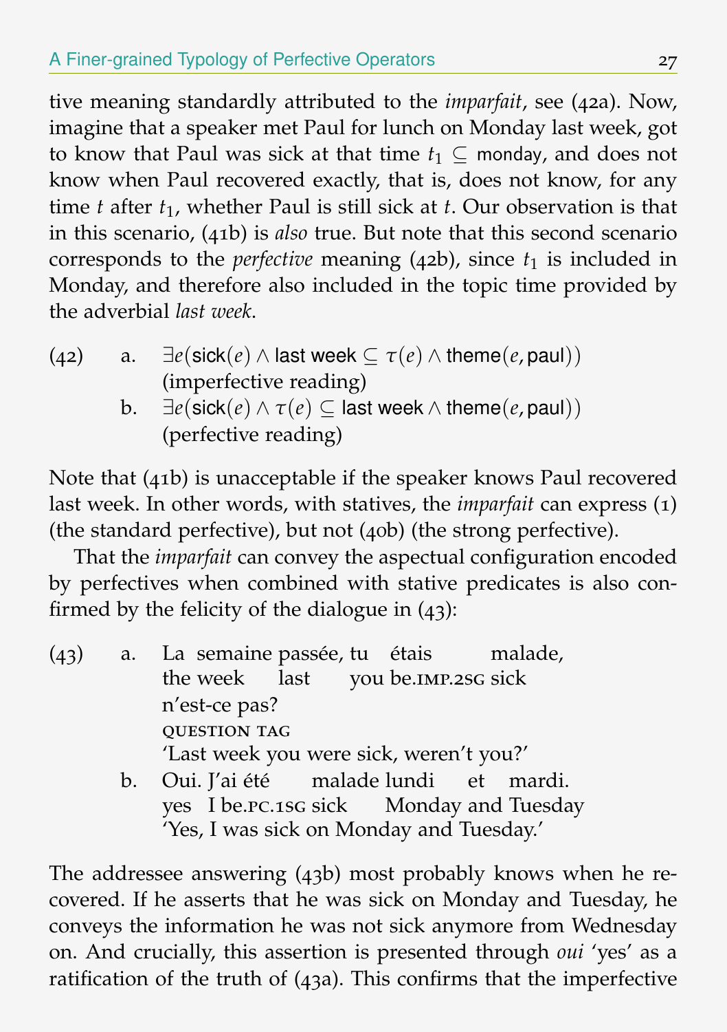tive meaning standardly attributed to the *imparfait*, see (42a). Now, imagine that a speaker met Paul for lunch on Monday last week, got to know that Paul was sick at that time $t_1 \subseteq \mathsf{monday}$, and does not know when Paul recovered exactly, that is, does not know, for any time $t$ after $t_1$, whether Paul is still sick at $t$. Our observation is that in this scenario, (41b) is *also* true. But note that this second scenario corresponds to the *perfective* meaning (42b), since $t_1$ is included in Monday, and therefore also included in the topic time provided by the adverbial *last week*.

(42) a. $\exists e(\mathsf{sick}(e) \wedge \mathsf{last\ week} \subseteq \tau(e) \wedge \mathsf{theme}(e, \mathsf{paul}))$
(imperfective reading)

b. $\exists e(\mathsf{sick}(e) \wedge \tau(e) \subseteq \mathsf{last\ week} \wedge \mathsf{theme}(e, \mathsf{paul}))$
(perfective reading)

Note that (41b) is unacceptable if the speaker knows Paul recovered last week. In other words, with statives, the *imparfait* can express (1) (the standard perfective), but not (40b) (the strong perfective).

That the *imparfait* can convey the aspectual configuration encoded by perfectives when combined with stative predicates is also confirmed by the felicity of the dialogue in (43):

(43) a. La semaine passée, tu étais malade, n'est-ce pas?
the week last you be.IMP.2SG sick QUESTION TAG
'Last week you were sick, weren't you?'

b. Oui. J'ai été malade lundi et mardi.
yes I be.PC.1SG sick Monday and Tuesday
'Yes, I was sick on Monday and Tuesday.'

The addressee answering (43b) most probably knows when he recovered. If he asserts that he was sick on Monday and Tuesday, he conveys the information he was not sick anymore from Wednesday on. And crucially, this assertion is presented through *oui* 'yes' as a ratification of the truth of (43a). This confirms that the imperfective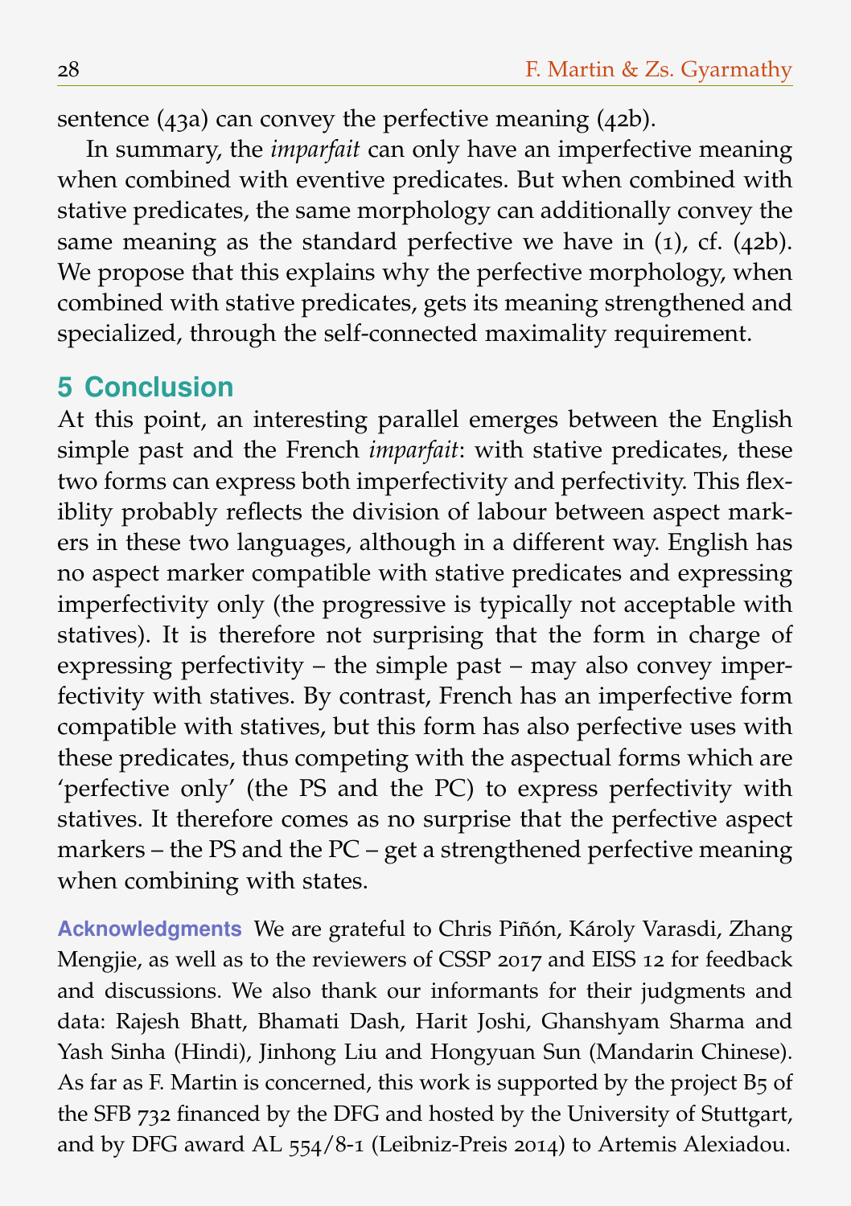sentence (43a) can convey the perfective meaning (42b).

In summary, the *imparfait* can only have an imperfective meaning when combined with eventive predicates. But when combined with stative predicates, the same morphology can additionally convey the same meaning as the standard perfective we have in (1), cf. (42b). We propose that this explains why the perfective morphology, when combined with stative predicates, gets its meaning strengthened and specialized, through the self-connected maximality requirement.

## 5 Conclusion

At this point, an interesting parallel emerges between the English simple past and the French *imparfait*: with stative predicates, these two forms can express both imperfectivity and perfectivity. This flexiblity probably reflects the division of labour between aspect markers in these two languages, although in a different way. English has no aspect marker compatible with stative predicates and expressing imperfectivity only (the progressive is typically not acceptable with statives). It is therefore not surprising that the form in charge of expressing perfectivity – the simple past – may also convey imperfectivity with statives. By contrast, French has an imperfective form compatible with statives, but this form has also perfective uses with these predicates, thus competing with the aspectual forms which are 'perfective only' (the PS and the PC) to express perfectivity with statives. It therefore comes as no surprise that the perfective aspect markers – the PS and the PC – get a strengthened perfective meaning when combining with states.

**Acknowledgments** We are grateful to Chris Piñón, Károly Varasdi, Zhang Mengjie, as well as to the reviewers of CSSP 2017 and EISS 12 for feedback and discussions. We also thank our informants for their judgments and data: Rajesh Bhatt, Bhamati Dash, Harit Joshi, Ghanshyam Sharma and Yash Sinha (Hindi), Jinhong Liu and Hongyuan Sun (Mandarin Chinese). As far as F. Martin is concerned, this work is supported by the project B5 of the SFB 732 financed by the DFG and hosted by the University of Stuttgart, and by DFG award AL 554/8-1 (Leibniz-Preis 2014) to Artemis Alexiadou.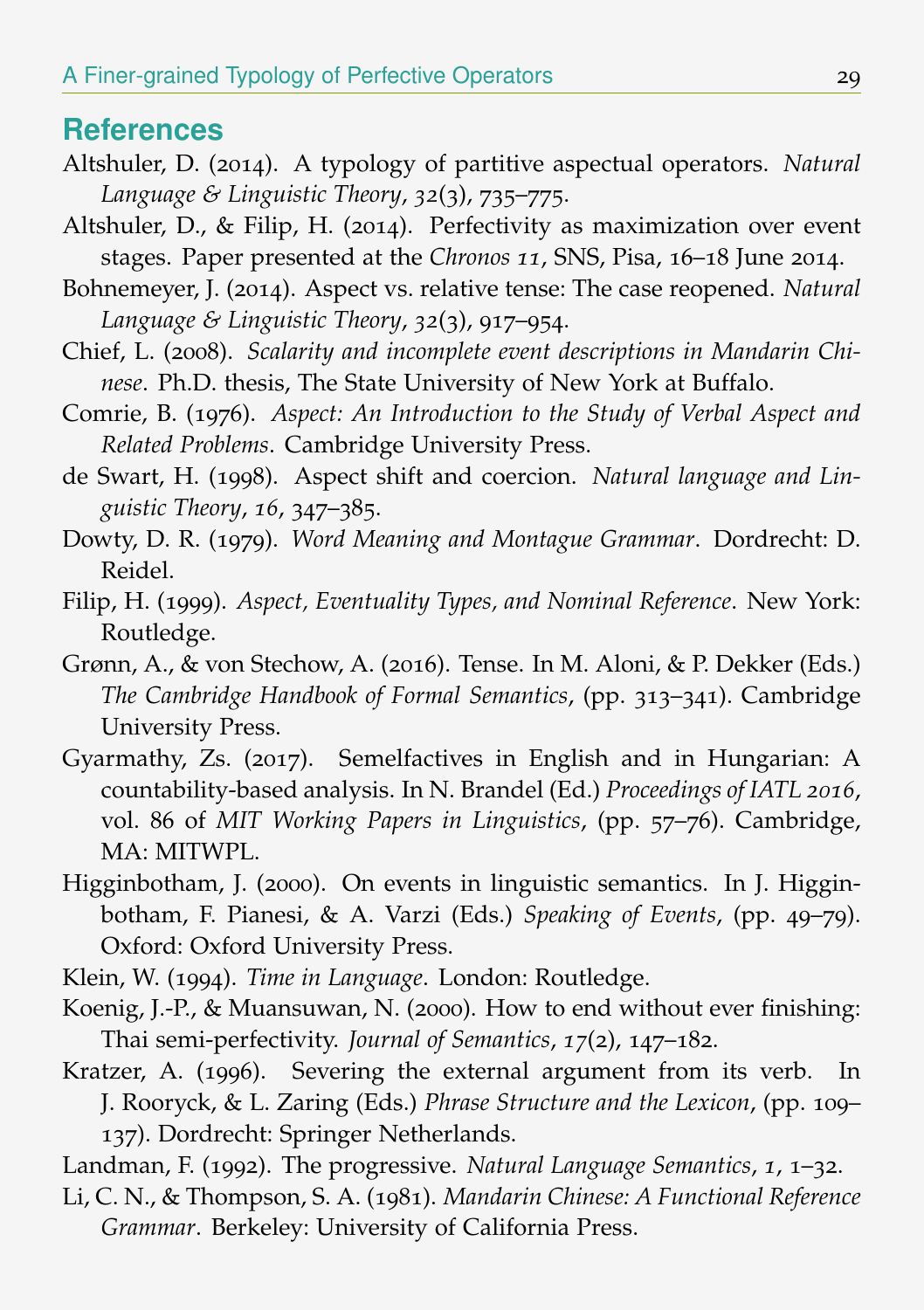## References

Altshuler, D. (2014). A typology of partitive aspectual operators. *Natural Language & Linguistic Theory*, *32*(3), 735–775.

Altshuler, D., & Filip, H. (2014). Perfectivity as maximization over event stages. Paper presented at the *Chronos 11*, SNS, Pisa, 16–18 June 2014.

Bohnemeyer, J. (2014). Aspect vs. relative tense: The case reopened. *Natural Language & Linguistic Theory*, *32*(3), 917–954.

Chief, L. (2008). *Scalarity and incomplete event descriptions in Mandarin Chinese*. Ph.D. thesis, The State University of New York at Buffalo.

Comrie, B. (1976). *Aspect: An Introduction to the Study of Verbal Aspect and Related Problems*. Cambridge University Press.

de Swart, H. (1998). Aspect shift and coercion. *Natural language and Linguistic Theory*, *16*, 347–385.

Dowty, D. R. (1979). *Word Meaning and Montague Grammar*. Dordrecht: D. Reidel.

Filip, H. (1999). *Aspect, Eventuality Types, and Nominal Reference*. New York: Routledge.

Grønn, A., & von Stechow, A. (2016). Tense. In M. Aloni, & P. Dekker (Eds.) *The Cambridge Handbook of Formal Semantics*, (pp. 313–341). Cambridge University Press.

Gyarmathy, Zs. (2017). Semelfactives in English and in Hungarian: A countability-based analysis. In N. Brandel (Ed.) *Proceedings of IATL 2016*, vol. 86 of *MIT Working Papers in Linguistics*, (pp. 57–76). Cambridge, MA: MITWPL.

Higginbotham, J. (2000). On events in linguistic semantics. In J. Higginbotham, F. Pianesi, & A. Varzi (Eds.) *Speaking of Events*, (pp. 49–79). Oxford: Oxford University Press.

Klein, W. (1994). *Time in Language*. London: Routledge.

Koenig, J.-P., & Muansuwan, N. (2000). How to end without ever finishing: Thai semi-perfectivity. *Journal of Semantics*, *17*(2), 147–182.

Kratzer, A. (1996). Severing the external argument from its verb. In J. Rooryck, & L. Zaring (Eds.) *Phrase Structure and the Lexicon*, (pp. 109–137). Dordrecht: Springer Netherlands.

Landman, F. (1992). The progressive. *Natural Language Semantics*, *1*, 1–32.

Li, C. N., & Thompson, S. A. (1981). *Mandarin Chinese: A Functional Reference Grammar*. Berkeley: University of California Press.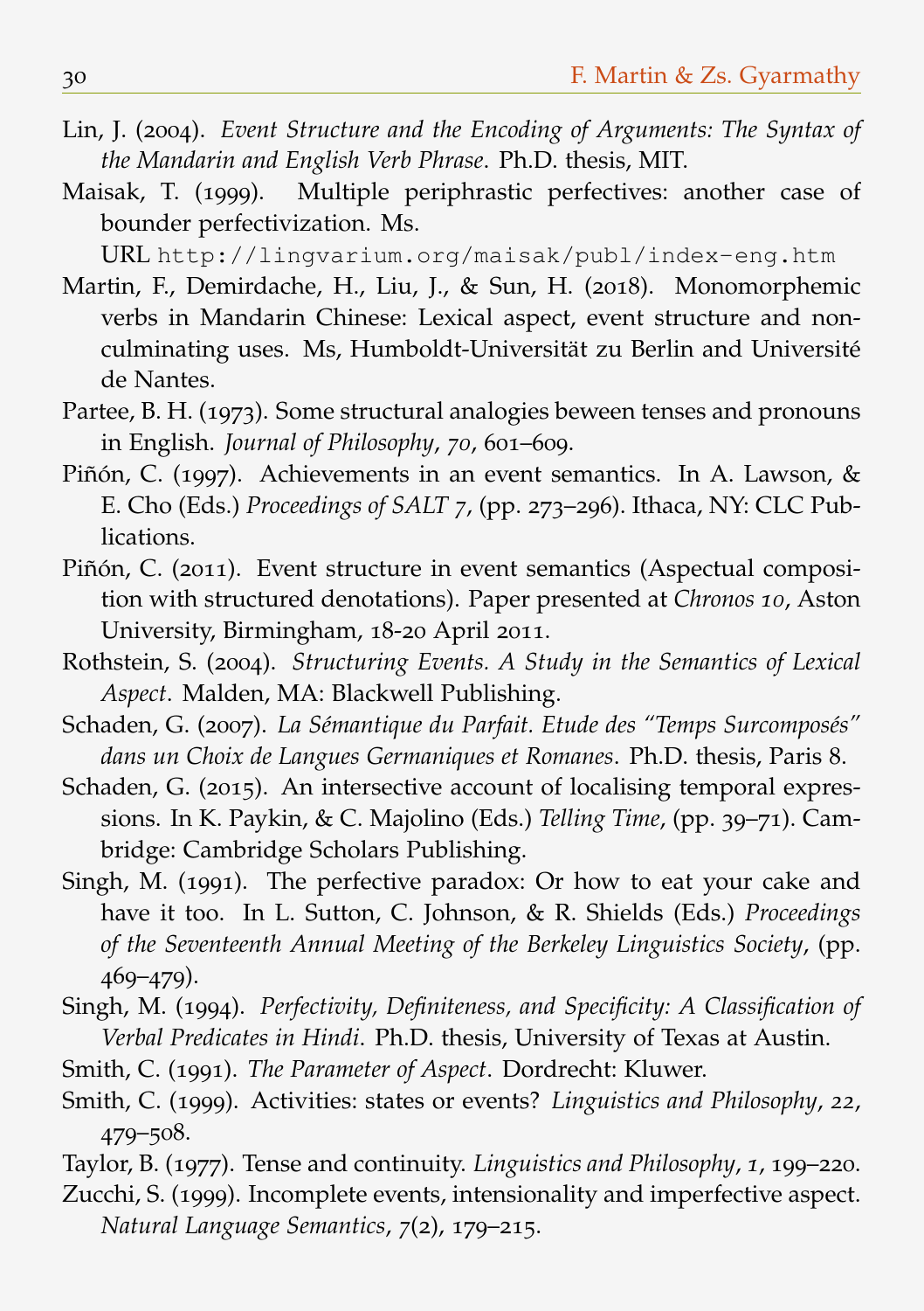Lin, J. (2004). *Event Structure and the Encoding of Arguments: The Syntax of the Mandarin and English Verb Phrase*. Ph.D. thesis, MIT.

Maisak, T. (1999). Multiple periphrastic perfectives: another case of bounder perfectivization. Ms.
URL http://lingvarium.org/maisak/publ/index-eng.htm

Martin, F., Demirdache, H., Liu, J., & Sun, H. (2018). Monomorphemic verbs in Mandarin Chinese: Lexical aspect, event structure and non-culminating uses. Ms, Humboldt-Universität zu Berlin and Université de Nantes.

Partee, B. H. (1973). Some structural analogies beween tenses and pronouns in English. *Journal of Philosophy*, *70*, 601–609.

Piñón, C. (1997). Achievements in an event semantics. In A. Lawson, & E. Cho (Eds.) *Proceedings of SALT 7*, (pp. 273–296). Ithaca, NY: CLC Publications.

Piñón, C. (2011). Event structure in event semantics (Aspectual composition with structured denotations). Paper presented at *Chronos 10*, Aston University, Birmingham, 18-20 April 2011.

Rothstein, S. (2004). *Structuring Events. A Study in the Semantics of Lexical Aspect*. Malden, MA: Blackwell Publishing.

Schaden, G. (2007). *La Sémantique du Parfait. Etude des "Temps Surcomposés" dans un Choix de Langues Germaniques et Romanes*. Ph.D. thesis, Paris 8.

Schaden, G. (2015). An intersective account of localising temporal expressions. In K. Paykin, & C. Majolino (Eds.) *Telling Time*, (pp. 39–71). Cambridge: Cambridge Scholars Publishing.

Singh, M. (1991). The perfective paradox: Or how to eat your cake and have it too. In L. Sutton, C. Johnson, & R. Shields (Eds.) *Proceedings of the Seventeenth Annual Meeting of the Berkeley Linguistics Society*, (pp. 469–479).

Singh, M. (1994). *Perfectivity, Definiteness, and Specificity: A Classification of Verbal Predicates in Hindi*. Ph.D. thesis, University of Texas at Austin.

Smith, C. (1991). *The Parameter of Aspect*. Dordrecht: Kluwer.

Smith, C. (1999). Activities: states or events? *Linguistics and Philosophy*, *22*, 479–508.

Taylor, B. (1977). Tense and continuity. *Linguistics and Philosophy*, *1*, 199–220.

Zucchi, S. (1999). Incomplete events, intensionality and imperfective aspect. *Natural Language Semantics*, *7*(2), 179–215.